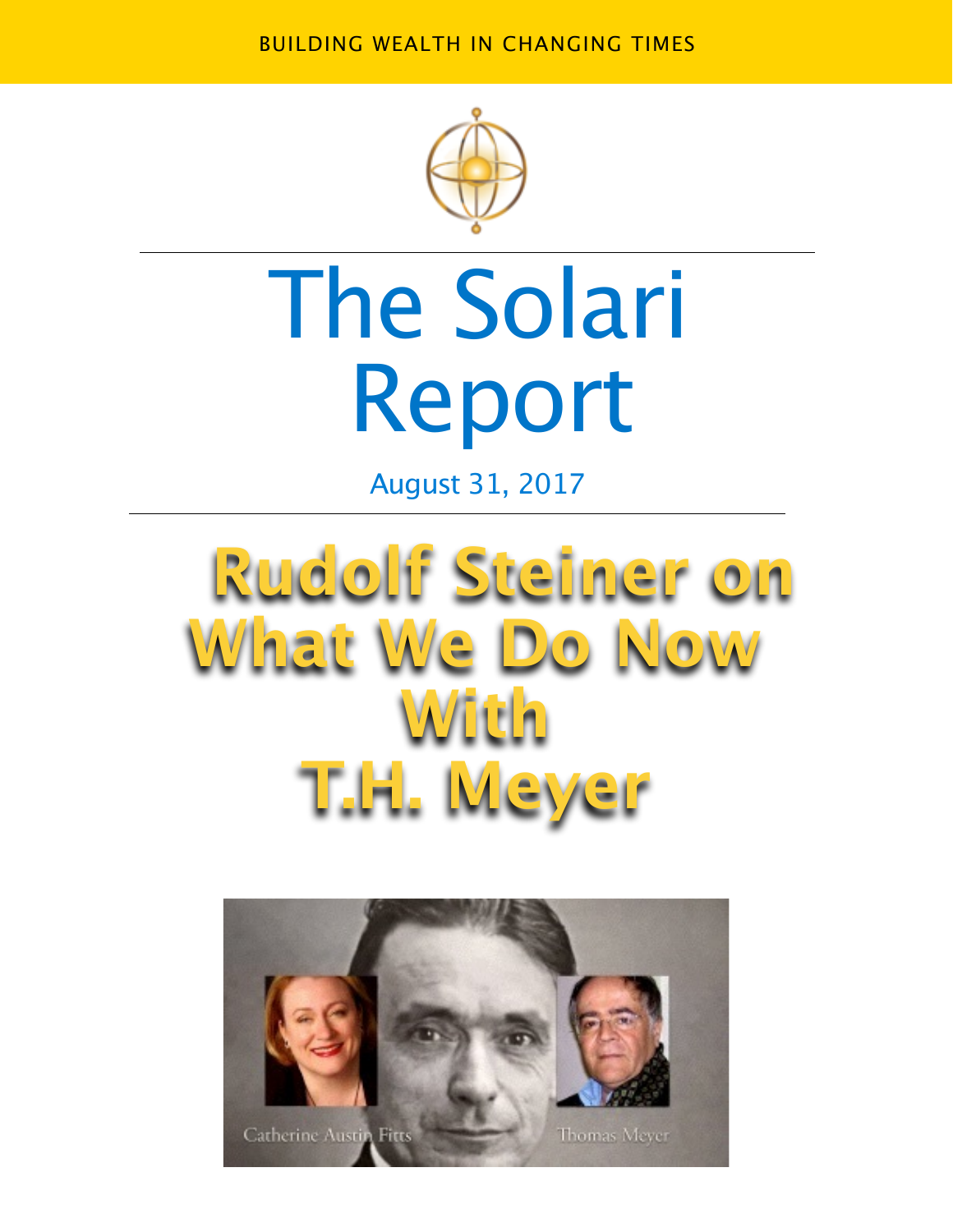BUILDING WEALTH IN CHANGING TIMES

# The Solari Report

August 31, 2017

# Rudolf Steiner on What We Do Now With T.H. Meyer

Catherine Austin Fitts

Thomas Meyer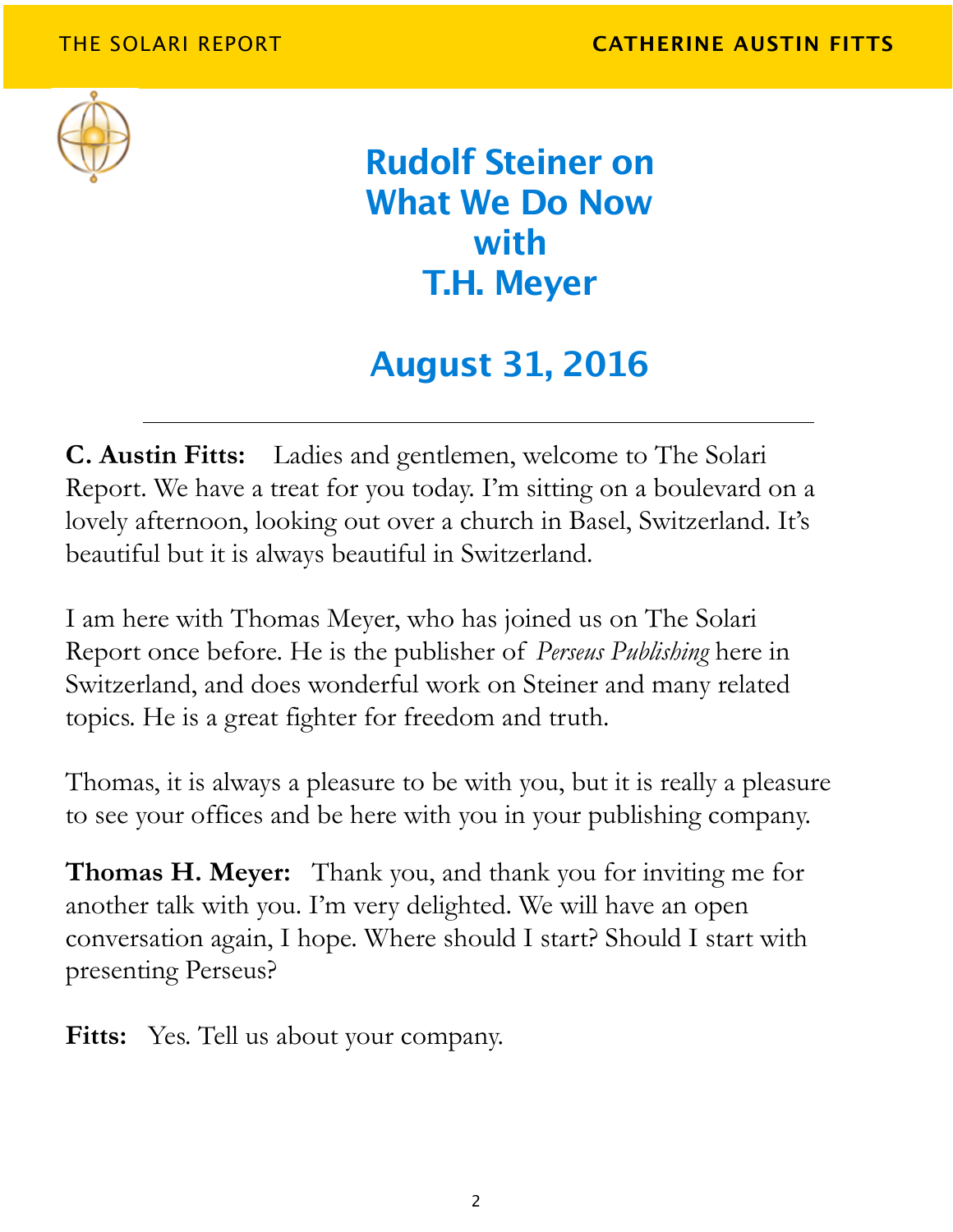# Rudolf Steiner on What We Do Now with T.H. Meyer

## August 31, 2016

---

**C. Austin Fitts:** Ladies and gentlemen, welcome to The Solari Report. We have a treat for you today. I'm sitting on a boulevard on a lovely afternoon, looking out over a church in Basel, Switzerland. It's beautiful but it is always beautiful in Switzerland.

I am here with Thomas Meyer, who has joined us on The Solari Report once before. He is the publisher of *Perseus Publishing* here in Switzerland, and does wonderful work on Steiner and many related topics. He is a great fighter for freedom and truth.

Thomas, it is always a pleasure to be with you, but it is really a pleasure to see your offices and be here with you in your publishing company.

**Thomas H. Meyer:** Thank you, and thank you for inviting me for another talk with you. I'm very delighted. We will have an open conversation again, I hope. Where should I start? Should I start with presenting Perseus?

**Fitts:** Yes. Tell us about your company.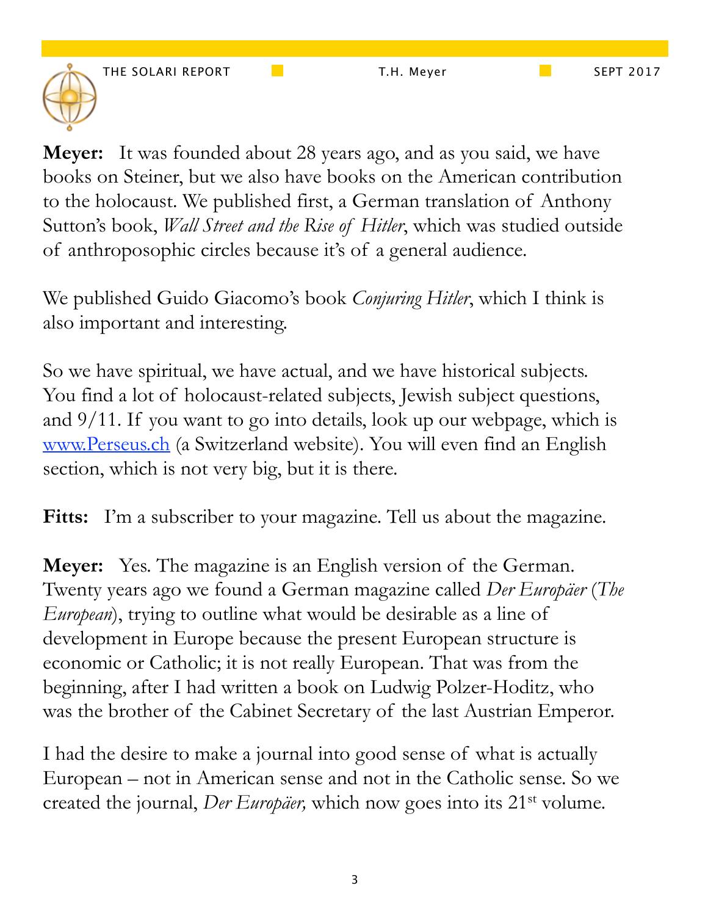**Meyer:** It was founded about 28 years ago, and as you said, we have books on Steiner, but we also have books on the American contribution to the holocaust. We published first, a German translation of Anthony Sutton's book, *Wall Street and the Rise of Hitler*, which was studied outside of anthroposophic circles because it's of a general audience.

We published Guido Giacomo's book *Conjuring Hitler*, which I think is also important and interesting.

So we have spiritual, we have actual, and we have historical subjects. You find a lot of holocaust-related subjects, Jewish subject questions, and 9/11. If you want to go into details, look up our webpage, which is [www.Perseus.ch](http://www.Perseus.ch) (a Switzerland website). You will even find an English section, which is not very big, but it is there.

**Fitts:** I'm a subscriber to your magazine. Tell us about the magazine.

**Meyer:** Yes. The magazine is an English version of the German. Twenty years ago we found a German magazine called *Der Europäer* (*The European*), trying to outline what would be desirable as a line of development in Europe because the present European structure is economic or Catholic; it is not really European. That was from the beginning, after I had written a book on Ludwig Polzer-Hoditz, who was the brother of the Cabinet Secretary of the last Austrian Emperor.

I had the desire to make a journal into good sense of what is actually European – not in American sense and not in the Catholic sense. So we created the journal, *Der Europäer,* which now goes into its 21st volume.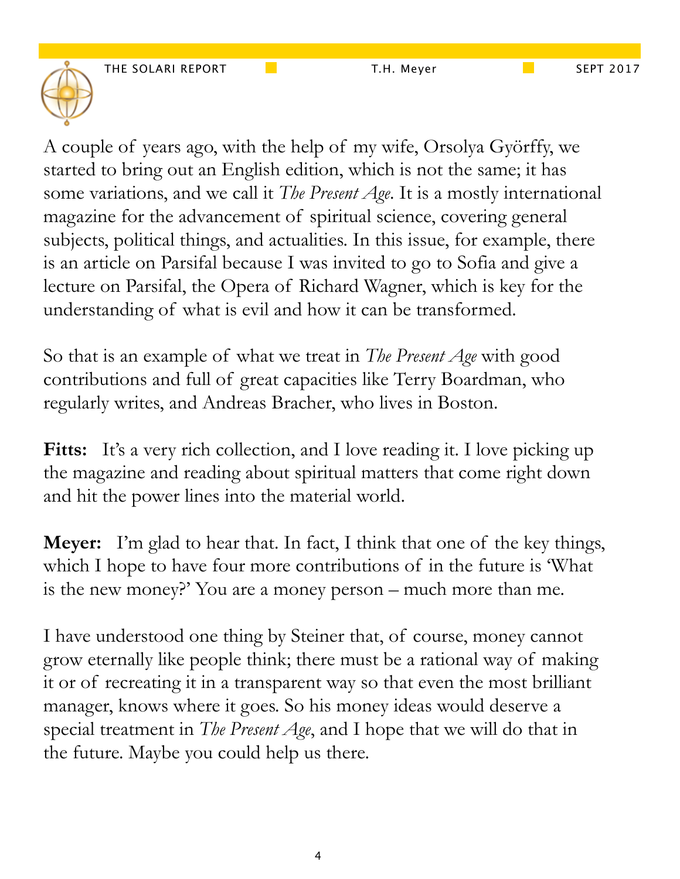A couple of years ago, with the help of my wife, Orsolya Györffy, we started to bring out an English edition, which is not the same; it has some variations, and we call it *The Present Age*. It is a mostly international magazine for the advancement of spiritual science, covering general subjects, political things, and actualities. In this issue, for example, there is an article on Parsifal because I was invited to go to Sofia and give a lecture on Parsifal, the Opera of Richard Wagner, which is key for the understanding of what is evil and how it can be transformed.

So that is an example of what we treat in *The Present Age* with good contributions and full of great capacities like Terry Boardman, who regularly writes, and Andreas Bracher, who lives in Boston.

**Fitts:** It's a very rich collection, and I love reading it. I love picking up the magazine and reading about spiritual matters that come right down and hit the power lines into the material world.

**Meyer:** I'm glad to hear that. In fact, I think that one of the key things, which I hope to have four more contributions of in the future is 'What is the new money?' You are a money person – much more than me.

I have understood one thing by Steiner that, of course, money cannot grow eternally like people think; there must be a rational way of making it or of recreating it in a transparent way so that even the most brilliant manager, knows where it goes. So his money ideas would deserve a special treatment in *The Present Age*, and I hope that we will do that in the future. Maybe you could help us there.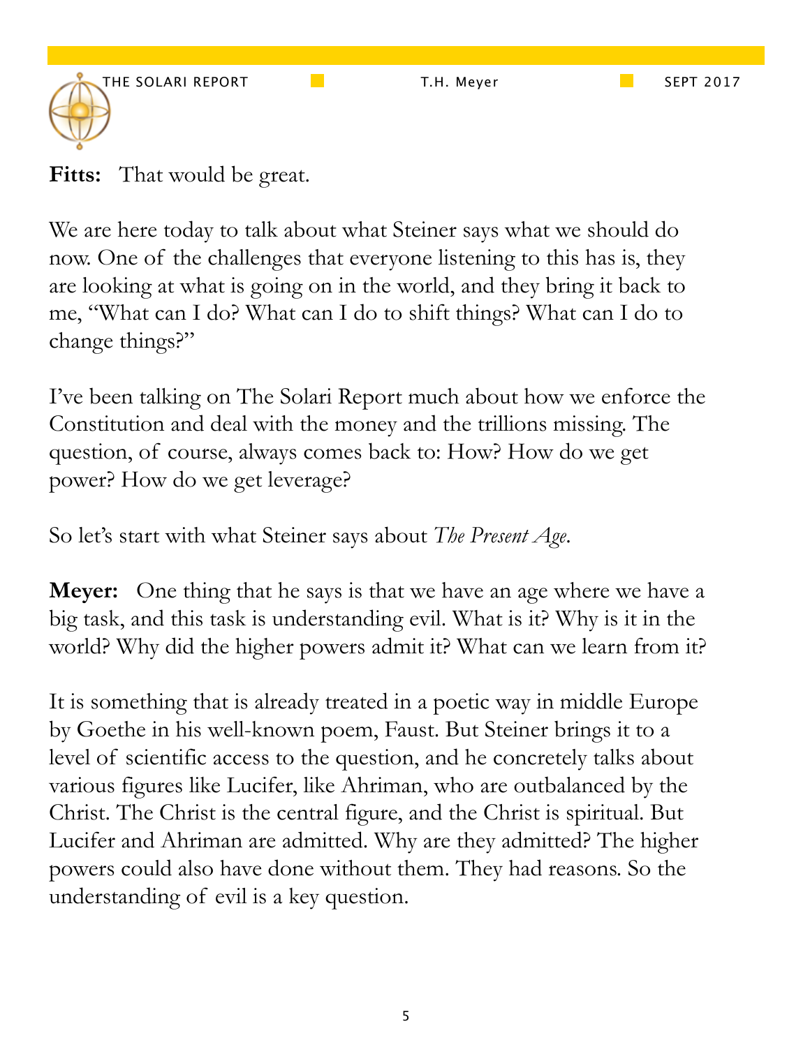**Fitts:** That would be great.

We are here today to talk about what Steiner says what we should do now. One of the challenges that everyone listening to this has is, they are looking at what is going on in the world, and they bring it back to me, "What can I do? What can I do to shift things? What can I do to change things?"

I've been talking on The Solari Report much about how we enforce the Constitution and deal with the money and the trillions missing. The question, of course, always comes back to: How? How do we get power? How do we get leverage?

So let's start with what Steiner says about *The Present Age*.

**Meyer:** One thing that he says is that we have an age where we have a big task, and this task is understanding evil. What is it? Why is it in the world? Why did the higher powers admit it? What can we learn from it?

It is something that is already treated in a poetic way in middle Europe by Goethe in his well-known poem, Faust. But Steiner brings it to a level of scientific access to the question, and he concretely talks about various figures like Lucifer, like Ahriman, who are outbalanced by the Christ. The Christ is the central figure, and the Christ is spiritual. But Lucifer and Ahriman are admitted. Why are they admitted? The higher powers could also have done without them. They had reasons. So the understanding of evil is a key question.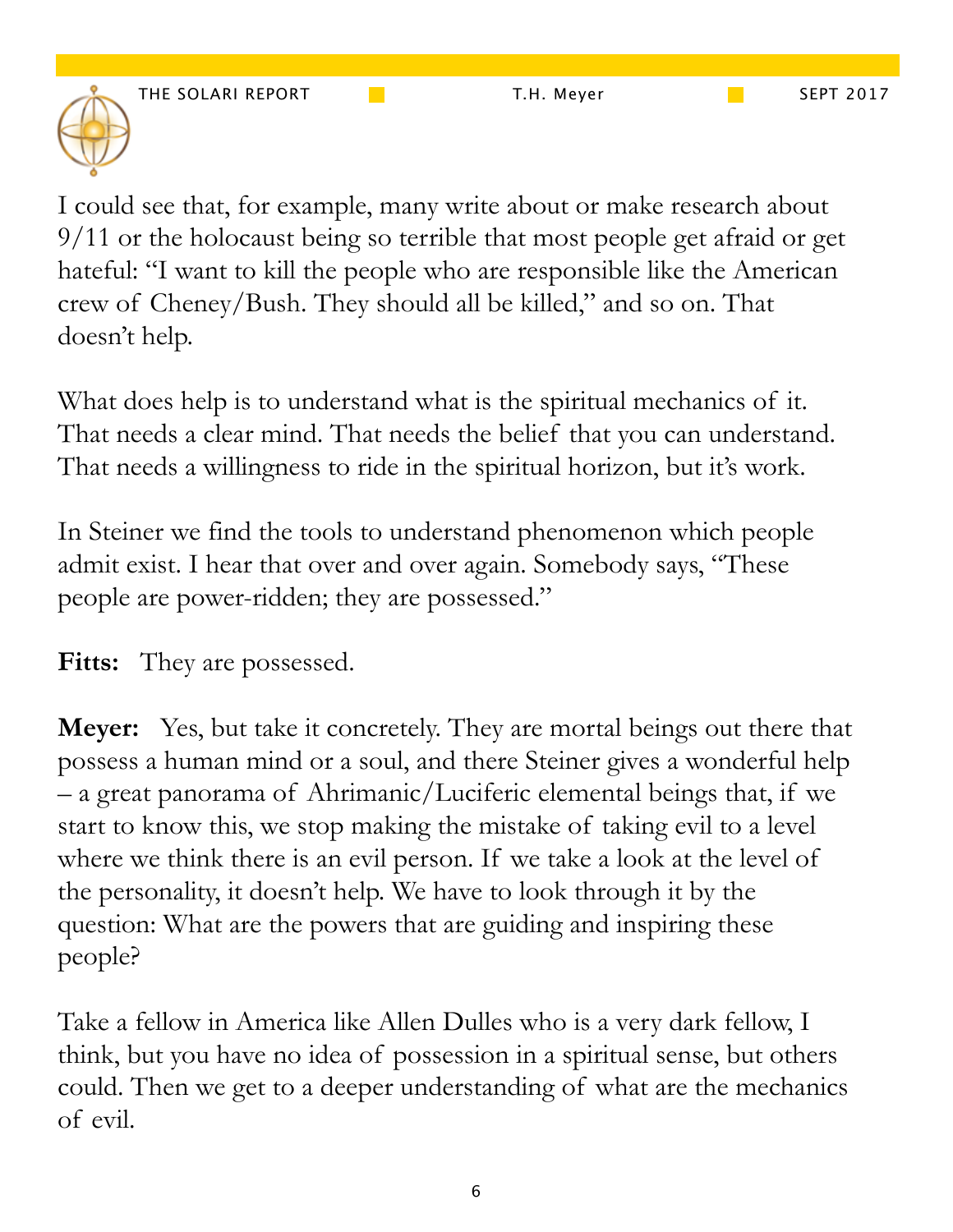I could see that, for example, many write about or make research about 9/11 or the holocaust being so terrible that most people get afraid or get hateful: "I want to kill the people who are responsible like the American crew of Cheney/Bush. They should all be killed," and so on. That doesn't help.

What does help is to understand what is the spiritual mechanics of it. That needs a clear mind. That needs the belief that you can understand. That needs a willingness to ride in the spiritual horizon, but it's work.

In Steiner we find the tools to understand phenomenon which people admit exist. I hear that over and over again. Somebody says, "These people are power-ridden; they are possessed."

**Fitts:** They are possessed.

**Meyer:** Yes, but take it concretely. They are mortal beings out there that possess a human mind or a soul, and there Steiner gives a wonderful help – a great panorama of Ahrimanic/Luciferic elemental beings that, if we start to know this, we stop making the mistake of taking evil to a level where we think there is an evil person. If we take a look at the level of the personality, it doesn't help. We have to look through it by the question: What are the powers that are guiding and inspiring these people?

Take a fellow in America like Allen Dulles who is a very dark fellow, I think, but you have no idea of possession in a spiritual sense, but others could. Then we get to a deeper understanding of what are the mechanics of evil.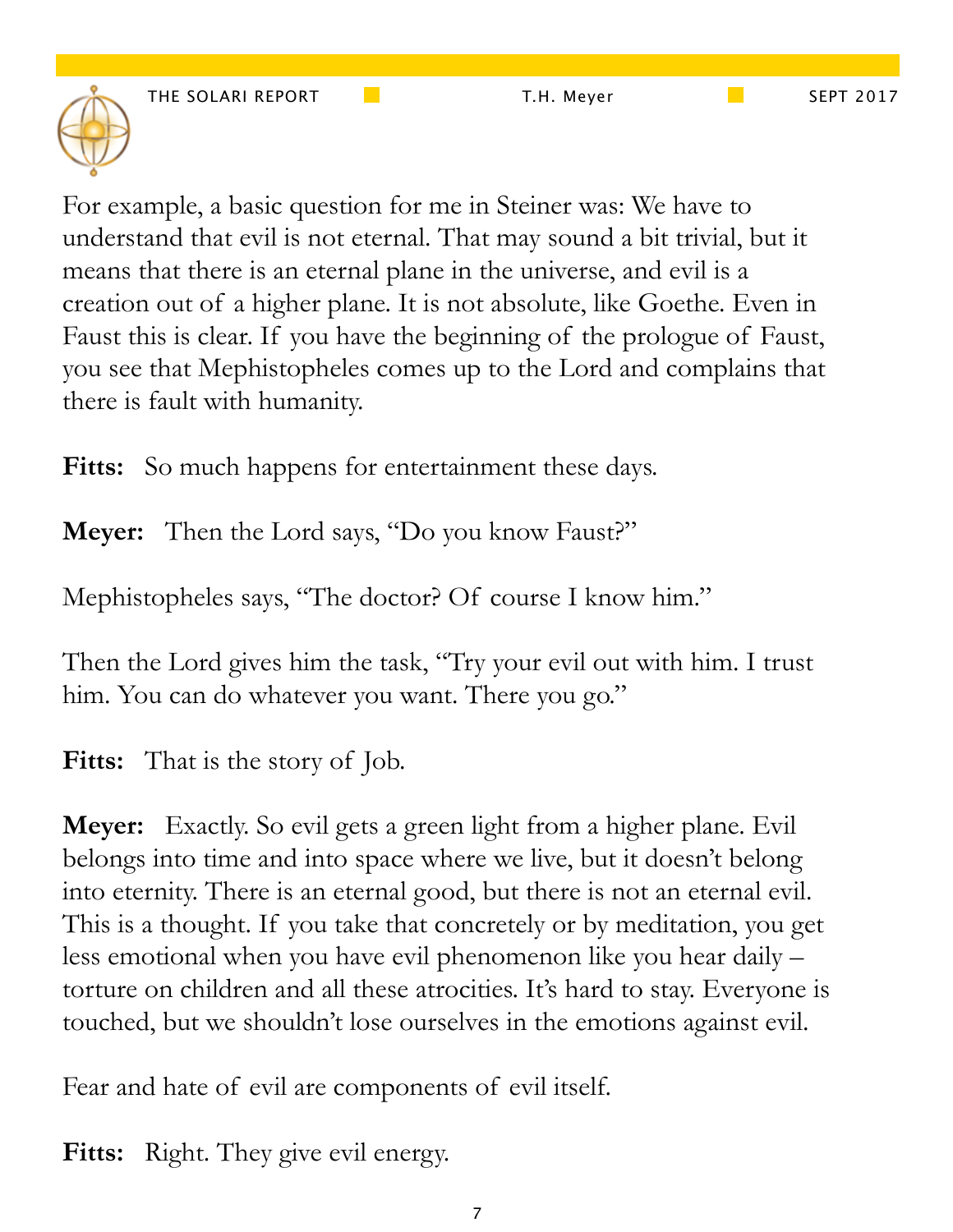For example, a basic question for me in Steiner was: We have to understand that evil is not eternal. That may sound a bit trivial, but it means that there is an eternal plane in the universe, and evil is a creation out of a higher plane. It is not absolute, like Goethe. Even in Faust this is clear. If you have the beginning of the prologue of Faust, you see that Mephistopheles comes up to the Lord and complains that there is fault with humanity.

**Fitts:** So much happens for entertainment these days.

**Meyer:** Then the Lord says, "Do you know Faust?"

Mephistopheles says, "The doctor? Of course I know him."

Then the Lord gives him the task, "Try your evil out with him. I trust him. You can do whatever you want. There you go."

**Fitts:** That is the story of Job.

**Meyer:** Exactly. So evil gets a green light from a higher plane. Evil belongs into time and into space where we live, but it doesn't belong into eternity. There is an eternal good, but there is not an eternal evil. This is a thought. If you take that concretely or by meditation, you get less emotional when you have evil phenomenon like you hear daily – torture on children and all these atrocities. It's hard to stay. Everyone is touched, but we shouldn't lose ourselves in the emotions against evil.

Fear and hate of evil are components of evil itself.

**Fitts:** Right. They give evil energy.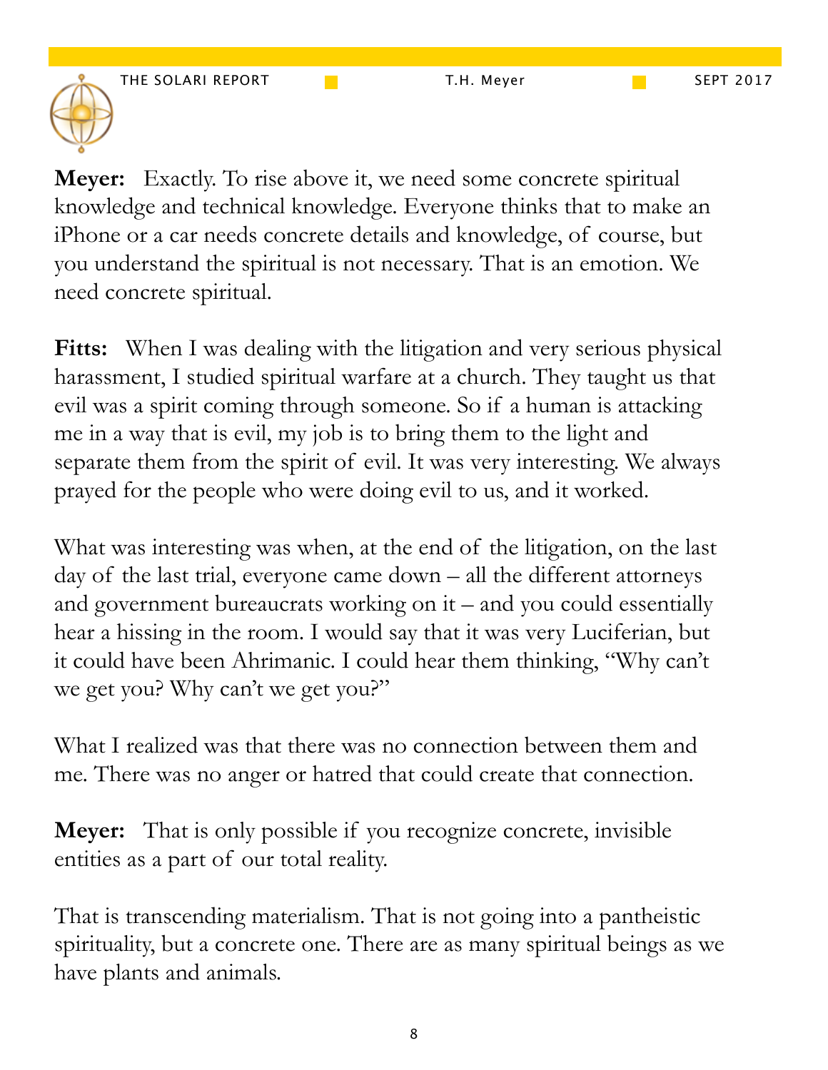**Meyer:** Exactly. To rise above it, we need some concrete spiritual knowledge and technical knowledge. Everyone thinks that to make an iPhone or a car needs concrete details and knowledge, of course, but you understand the spiritual is not necessary. That is an emotion. We need concrete spiritual.

**Fitts:** When I was dealing with the litigation and very serious physical harassment, I studied spiritual warfare at a church. They taught us that evil was a spirit coming through someone. So if a human is attacking me in a way that is evil, my job is to bring them to the light and separate them from the spirit of evil. It was very interesting. We always prayed for the people who were doing evil to us, and it worked.

What was interesting was when, at the end of the litigation, on the last day of the last trial, everyone came down – all the different attorneys and government bureaucrats working on it – and you could essentially hear a hissing in the room. I would say that it was very Luciferian, but it could have been Ahrimanic. I could hear them thinking, "Why can't we get you? Why can't we get you?"

What I realized was that there was no connection between them and me. There was no anger or hatred that could create that connection.

**Meyer:** That is only possible if you recognize concrete, invisible entities as a part of our total reality.

That is transcending materialism. That is not going into a pantheistic spirituality, but a concrete one. There are as many spiritual beings as we have plants and animals.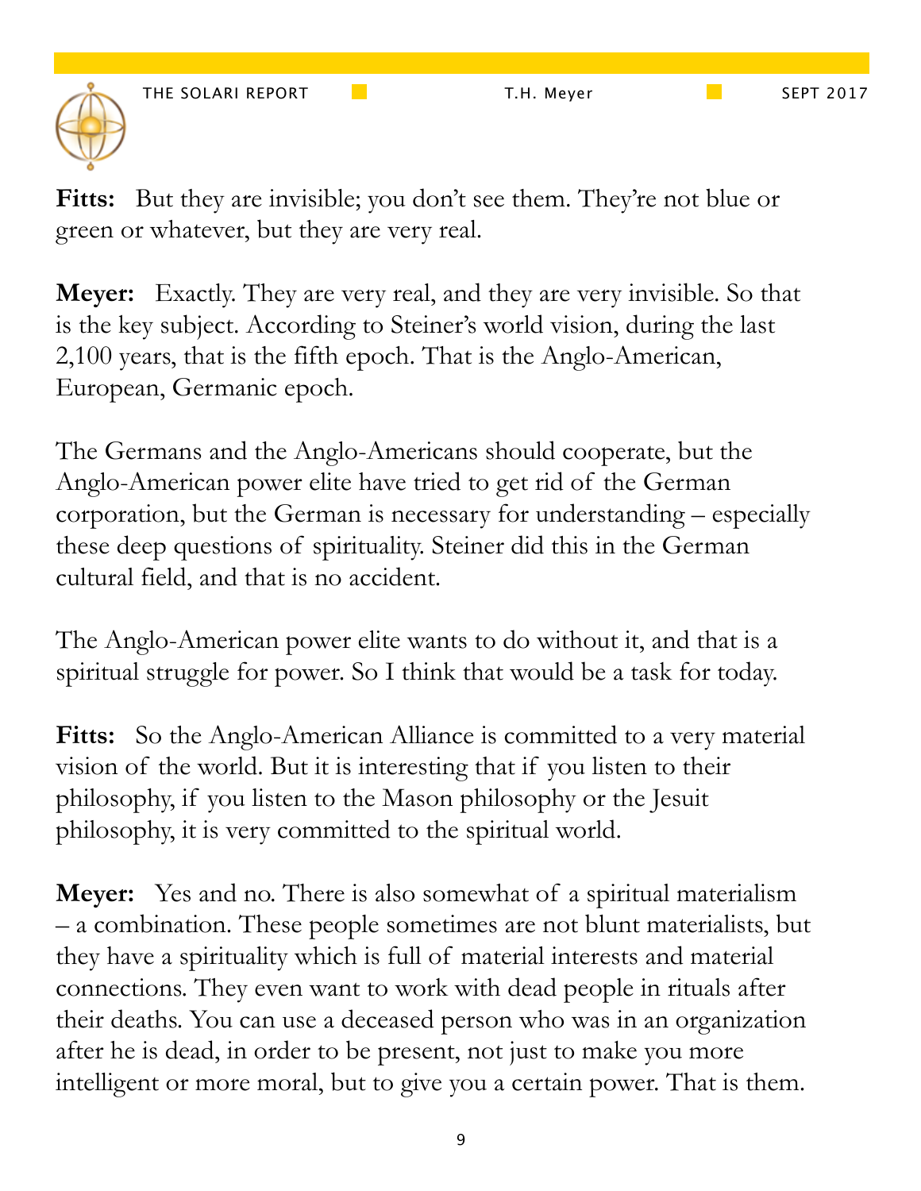**Fitts:** But they are invisible; you don't see them. They're not blue or green or whatever, but they are very real.

**Meyer:** Exactly. They are very real, and they are very invisible. So that is the key subject. According to Steiner's world vision, during the last 2,100 years, that is the fifth epoch. That is the Anglo-American, European, Germanic epoch.

The Germans and the Anglo-Americans should cooperate, but the Anglo-American power elite have tried to get rid of the German corporation, but the German is necessary for understanding – especially these deep questions of spirituality. Steiner did this in the German cultural field, and that is no accident.

The Anglo-American power elite wants to do without it, and that is a spiritual struggle for power. So I think that would be a task for today.

**Fitts:** So the Anglo-American Alliance is committed to a very material vision of the world. But it is interesting that if you listen to their philosophy, if you listen to the Mason philosophy or the Jesuit philosophy, it is very committed to the spiritual world.

**Meyer:** Yes and no. There is also somewhat of a spiritual materialism – a combination. These people sometimes are not blunt materialists, but they have a spirituality which is full of material interests and material connections. They even want to work with dead people in rituals after their deaths. You can use a deceased person who was in an organization after he is dead, in order to be present, not just to make you more intelligent or more moral, but to give you a certain power. That is them.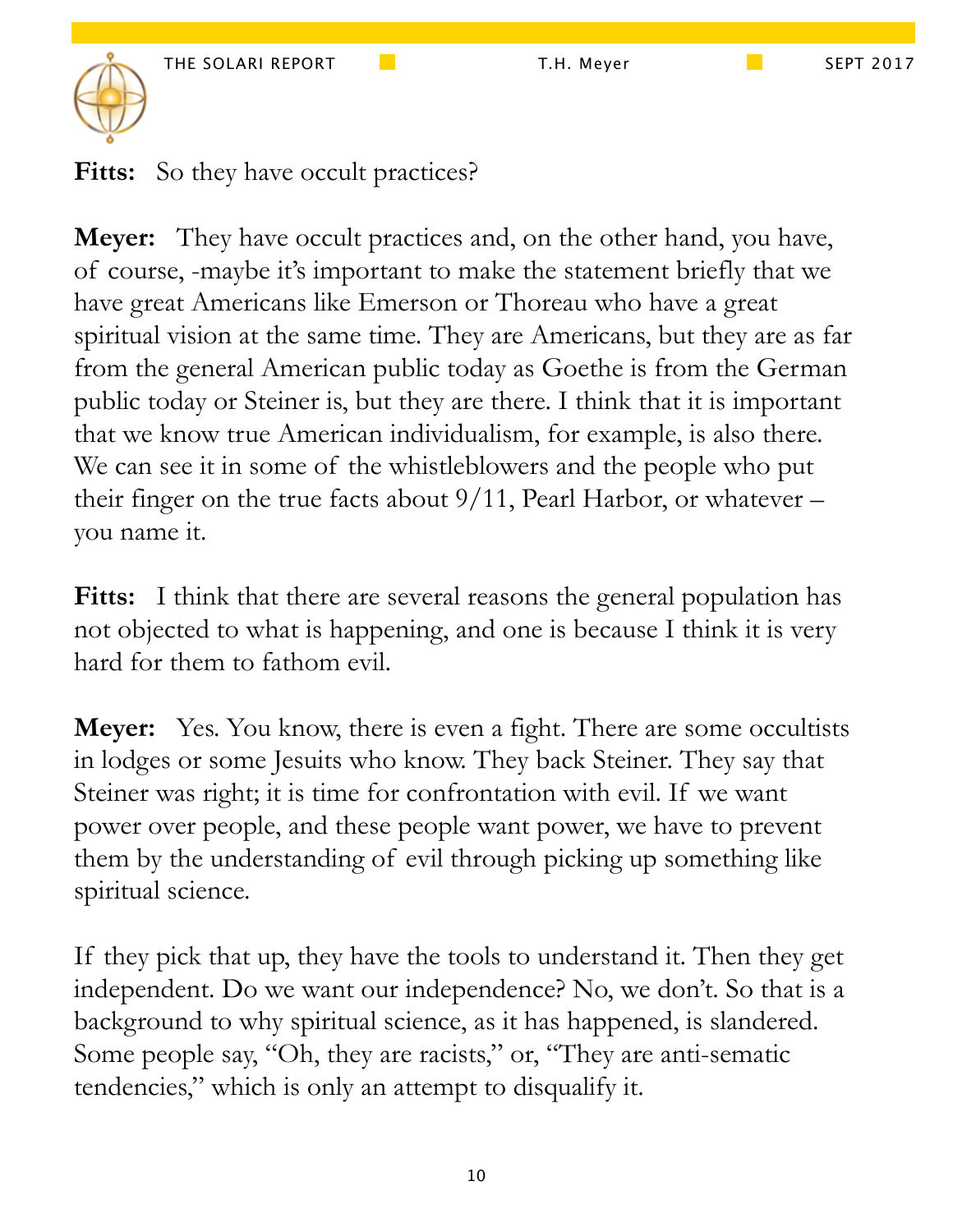**Fitts:** So they have occult practices?

**Meyer:** They have occult practices and, on the other hand, you have, of course, -maybe it's important to make the statement briefly that we have great Americans like Emerson or Thoreau who have a great spiritual vision at the same time. They are Americans, but they are as far from the general American public today as Goethe is from the German public today or Steiner is, but they are there. I think that it is important that we know true American individualism, for example, is also there. We can see it in some of the whistleblowers and the people who put their finger on the true facts about 9/11, Pearl Harbor, or whatever – you name it.

**Fitts:** I think that there are several reasons the general population has not objected to what is happening, and one is because I think it is very hard for them to fathom evil.

**Meyer:** Yes. You know, there is even a fight. There are some occultists in lodges or some Jesuits who know. They back Steiner. They say that Steiner was right; it is time for confrontation with evil. If we want power over people, and these people want power, we have to prevent them by the understanding of evil through picking up something like spiritual science.

If they pick that up, they have the tools to understand it. Then they get independent. Do we want our independence? No, we don't. So that is a background to why spiritual science, as it has happened, is slandered. Some people say, "Oh, they are racists," or, "They are anti-sematic tendencies," which is only an attempt to disqualify it.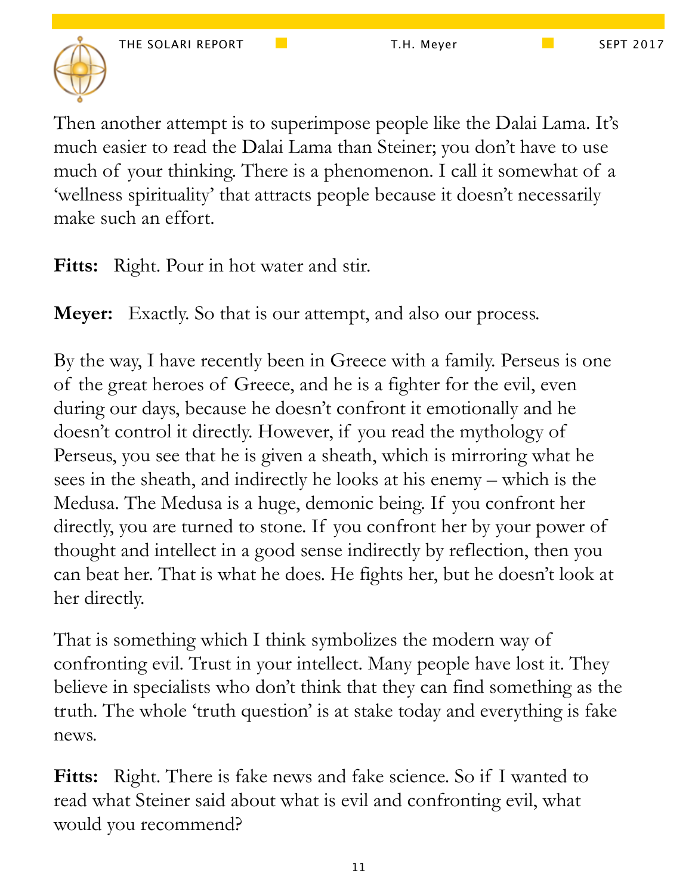Then another attempt is to superimpose people like the Dalai Lama. It's much easier to read the Dalai Lama than Steiner; you don't have to use much of your thinking. There is a phenomenon. I call it somewhat of a 'wellness spirituality' that attracts people because it doesn't necessarily make such an effort.

**Fitts:** Right. Pour in hot water and stir.

**Meyer:** Exactly. So that is our attempt, and also our process.

By the way, I have recently been in Greece with a family. Perseus is one of the great heroes of Greece, and he is a fighter for the evil, even during our days, because he doesn't confront it emotionally and he doesn't control it directly. However, if you read the mythology of Perseus, you see that he is given a sheath, which is mirroring what he sees in the sheath, and indirectly he looks at his enemy – which is the Medusa. The Medusa is a huge, demonic being. If you confront her directly, you are turned to stone. If you confront her by your power of thought and intellect in a good sense indirectly by reflection, then you can beat her. That is what he does. He fights her, but he doesn't look at her directly.

That is something which I think symbolizes the modern way of confronting evil. Trust in your intellect. Many people have lost it. They believe in specialists who don't think that they can find something as the truth. The whole 'truth question' is at stake today and everything is fake news.

**Fitts:** Right. There is fake news and fake science. So if I wanted to read what Steiner said about what is evil and confronting evil, what would you recommend?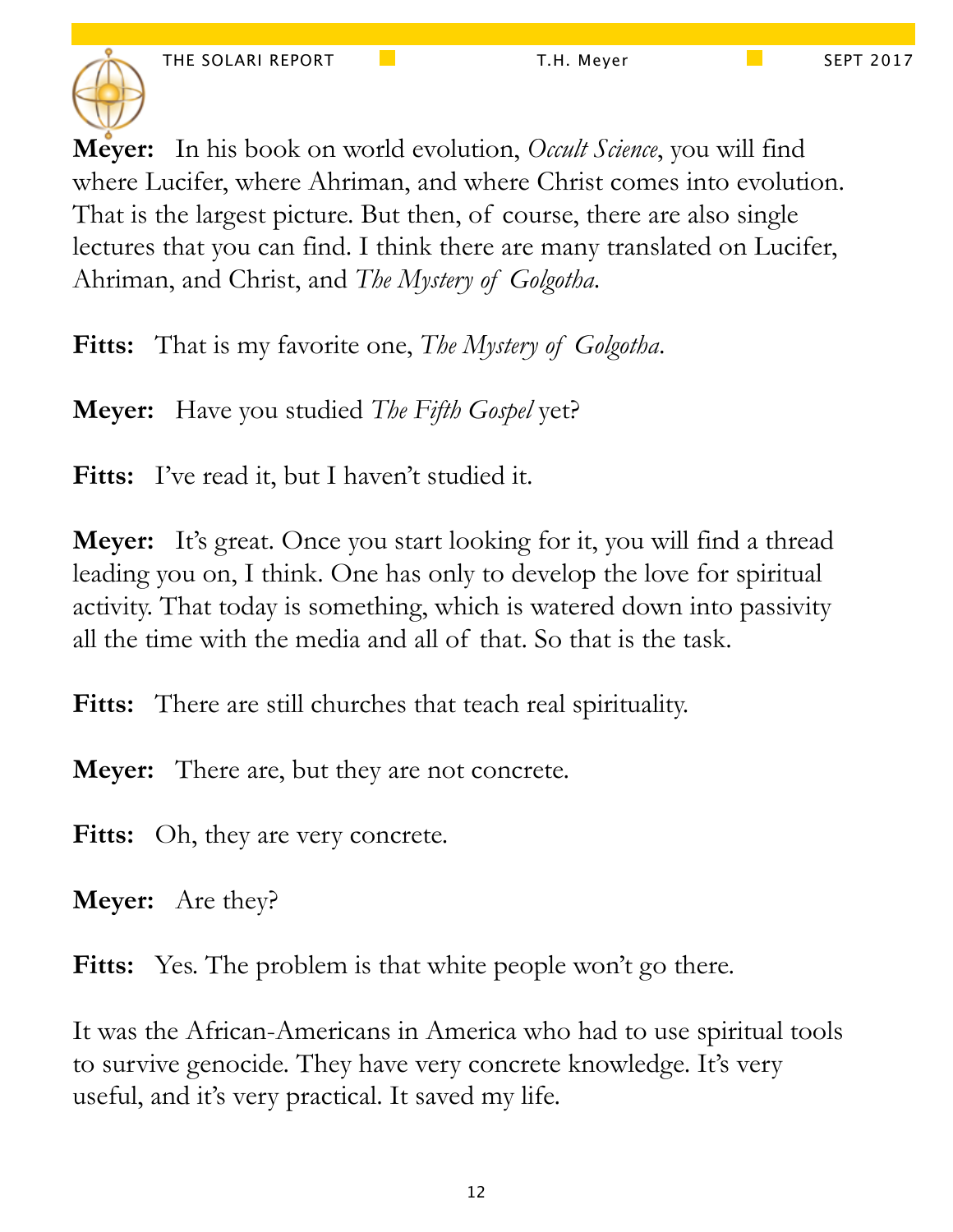**Meyer:** In his book on world evolution, *Occult Science*, you will find where Lucifer, where Ahriman, and where Christ comes into evolution. That is the largest picture. But then, of course, there are also single lectures that you can find. I think there are many translated on Lucifer, Ahriman, and Christ, and *The Mystery of Golgotha*.

**Fitts:** That is my favorite one, *The Mystery of Golgotha*.

**Meyer:** Have you studied *The Fifth Gospel* yet?

**Fitts:** I've read it, but I haven't studied it.

**Meyer:** It's great. Once you start looking for it, you will find a thread leading you on, I think. One has only to develop the love for spiritual activity. That today is something, which is watered down into passivity all the time with the media and all of that. So that is the task.

**Fitts:** There are still churches that teach real spirituality.

**Meyer:** There are, but they are not concrete.

**Fitts:** Oh, they are very concrete.

**Meyer:** Are they?

**Fitts:** Yes. The problem is that white people won't go there.

It was the African-Americans in America who had to use spiritual tools to survive genocide. They have very concrete knowledge. It's very useful, and it's very practical. It saved my life.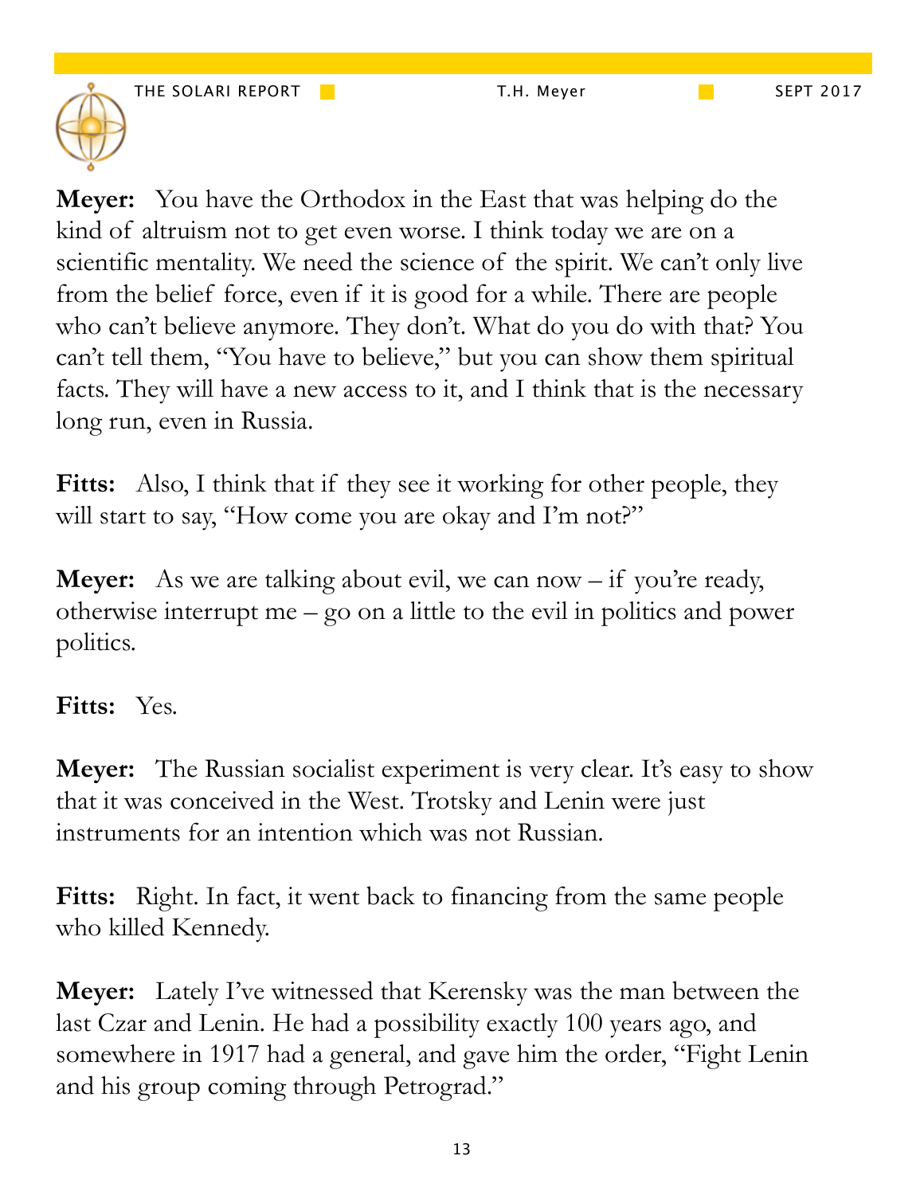**Meyer:** You have the Orthodox in the East that was helping do the kind of altruism not to get even worse. I think today we are on a scientific mentality. We need the science of the spirit. We can't only live from the belief force, even if it is good for a while. There are people who can't believe anymore. They don't. What do you do with that? You can't tell them, "You have to believe," but you can show them spiritual facts. They will have a new access to it, and I think that is the necessary long run, even in Russia.

**Fitts:** Also, I think that if they see it working for other people, they will start to say, "How come you are okay and I'm not?"

**Meyer:** As we are talking about evil, we can now – if you're ready, otherwise interrupt me – go on a little to the evil in politics and power politics.

**Fitts:** Yes.

**Meyer:** The Russian socialist experiment is very clear. It's easy to show that it was conceived in the West. Trotsky and Lenin were just instruments for an intention which was not Russian.

**Fitts:** Right. In fact, it went back to financing from the same people who killed Kennedy.

**Meyer:** Lately I've witnessed that Kerensky was the man between the last Czar and Lenin. He had a possibility exactly 100 years ago, and somewhere in 1917 had a general, and gave him the order, "Fight Lenin and his group coming through Petrograd."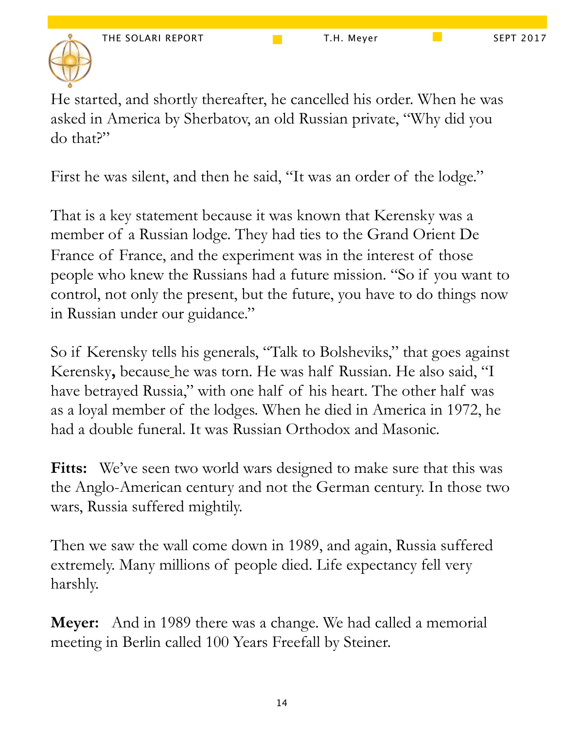He started, and shortly thereafter, he cancelled his order. When he was asked in America by Sherbatov, an old Russian private, "Why did you do that?"

First he was silent, and then he said, "It was an order of the lodge."

That is a key statement because it was known that Kerensky was a member of a Russian lodge. They had ties to the Grand Orient De France of France, and the experiment was in the interest of those people who knew the Russians had a future mission. "So if you want to control, not only the present, but the future, you have to do things now in Russian under our guidance."

So if Kerensky tells his generals, "Talk to Bolsheviks," that goes against Kerensky**,** because he was torn. He was half Russian. He also said, "I have betrayed Russia," with one half of his heart. The other half was as a loyal member of the lodges. When he died in America in 1972, he had a double funeral. It was Russian Orthodox and Masonic.

**Fitts:** We've seen two world wars designed to make sure that this was the Anglo-American century and not the German century. In those two wars, Russia suffered mightily.

Then we saw the wall come down in 1989, and again, Russia suffered extremely. Many millions of people died. Life expectancy fell very harshly.

**Meyer:** And in 1989 there was a change. We had called a memorial meeting in Berlin called 100 Years Freefall by Steiner.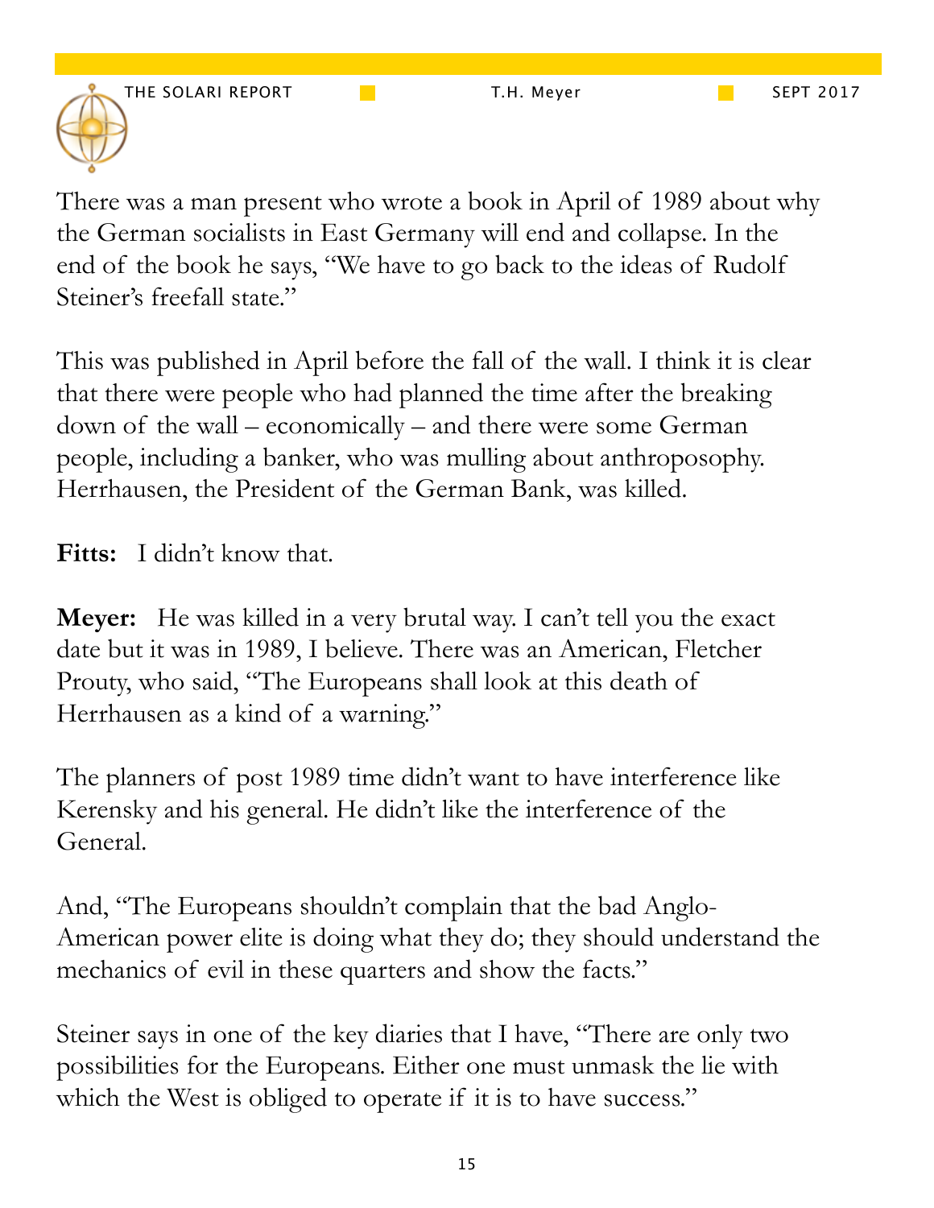There was a man present who wrote a book in April of 1989 about why the German socialists in East Germany will end and collapse. In the end of the book he says, "We have to go back to the ideas of Rudolf Steiner's freefall state."

This was published in April before the fall of the wall. I think it is clear that there were people who had planned the time after the breaking down of the wall – economically – and there were some German people, including a banker, who was mulling about anthroposophy. Herrhausen, the President of the German Bank, was killed.

**Fitts:** I didn't know that.

**Meyer:** He was killed in a very brutal way. I can't tell you the exact date but it was in 1989, I believe. There was an American, Fletcher Prouty, who said, "The Europeans shall look at this death of Herrhausen as a kind of a warning."

The planners of post 1989 time didn't want to have interference like Kerensky and his general. He didn't like the interference of the General.

And, "The Europeans shouldn't complain that the bad Anglo-American power elite is doing what they do; they should understand the mechanics of evil in these quarters and show the facts."

Steiner says in one of the key diaries that I have, "There are only two possibilities for the Europeans. Either one must unmask the lie with which the West is obliged to operate if it is to have success."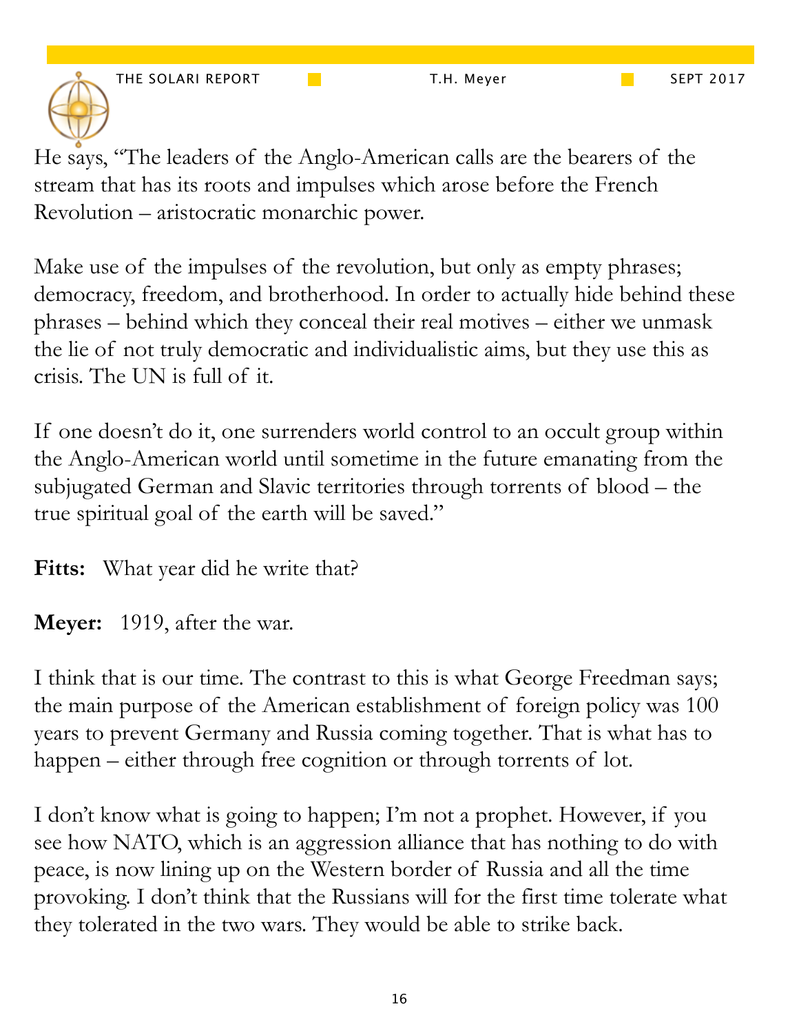He says, "The leaders of the Anglo-American calls are the bearers of the stream that has its roots and impulses which arose before the French Revolution – aristocratic monarchic power.

Make use of the impulses of the revolution, but only as empty phrases; democracy, freedom, and brotherhood. In order to actually hide behind these phrases – behind which they conceal their real motives – either we unmask the lie of not truly democratic and individualistic aims, but they use this as crisis. The UN is full of it.

If one doesn't do it, one surrenders world control to an occult group within the Anglo-American world until sometime in the future emanating from the subjugated German and Slavic territories through torrents of blood – the true spiritual goal of the earth will be saved."

**Fitts:** What year did he write that?

**Meyer:** 1919, after the war.

I think that is our time. The contrast to this is what George Freedman says; the main purpose of the American establishment of foreign policy was 100 years to prevent Germany and Russia coming together. That is what has to happen – either through free cognition or through torrents of lot.

I don't know what is going to happen; I'm not a prophet. However, if you see how NATO, which is an aggression alliance that has nothing to do with peace, is now lining up on the Western border of Russia and all the time provoking. I don't think that the Russians will for the first time tolerate what they tolerated in the two wars. They would be able to strike back.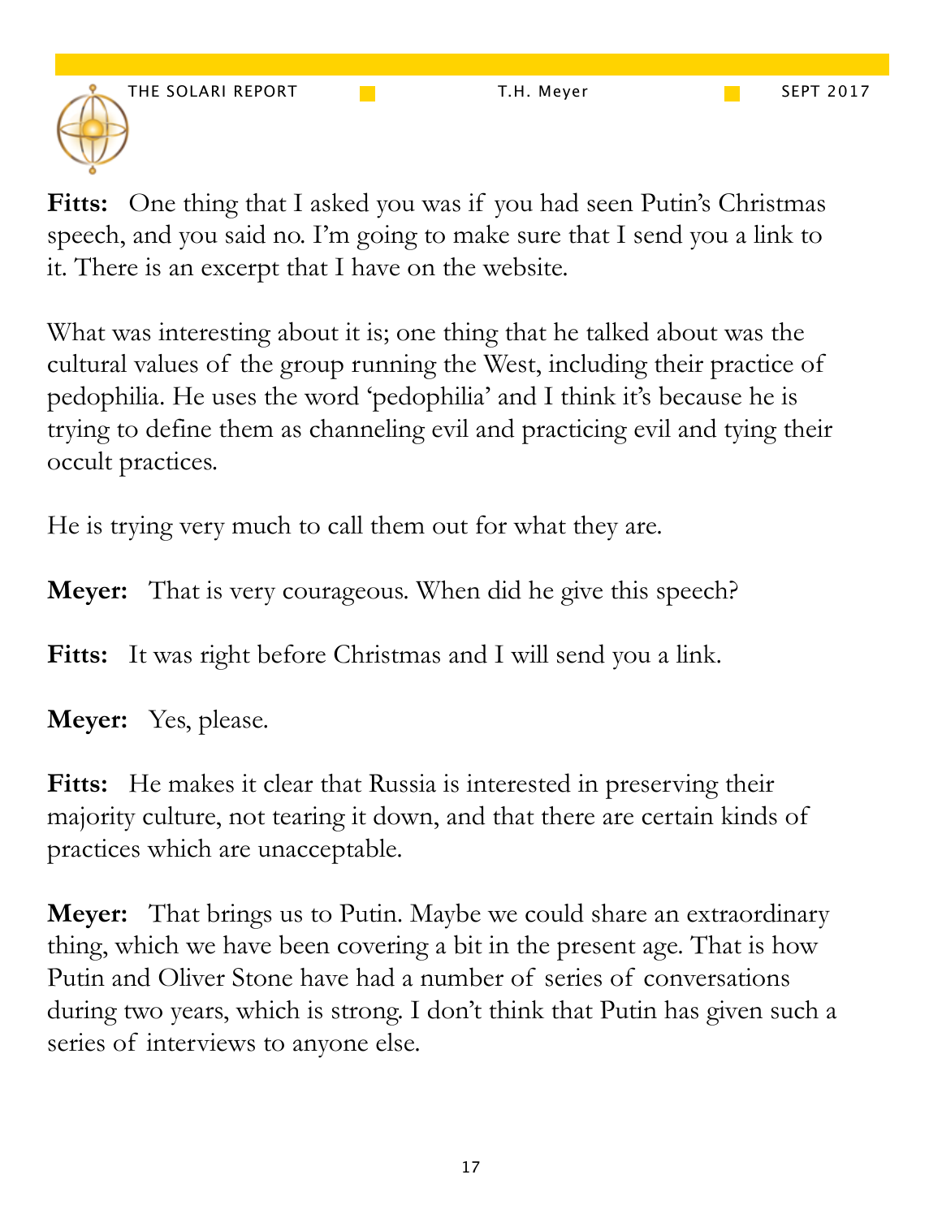**Fitts:** One thing that I asked you was if you had seen Putin's Christmas speech, and you said no. I'm going to make sure that I send you a link to it. There is an excerpt that I have on the website.

What was interesting about it is; one thing that he talked about was the cultural values of the group running the West, including their practice of pedophilia. He uses the word 'pedophilia' and I think it's because he is trying to define them as channeling evil and practicing evil and tying their occult practices.

He is trying very much to call them out for what they are.

**Meyer:** That is very courageous. When did he give this speech?

**Fitts:** It was right before Christmas and I will send you a link.

**Meyer:** Yes, please.

**Fitts:** He makes it clear that Russia is interested in preserving their majority culture, not tearing it down, and that there are certain kinds of practices which are unacceptable.

**Meyer:** That brings us to Putin. Maybe we could share an extraordinary thing, which we have been covering a bit in the present age. That is how Putin and Oliver Stone have had a number of series of conversations during two years, which is strong. I don't think that Putin has given such a series of interviews to anyone else.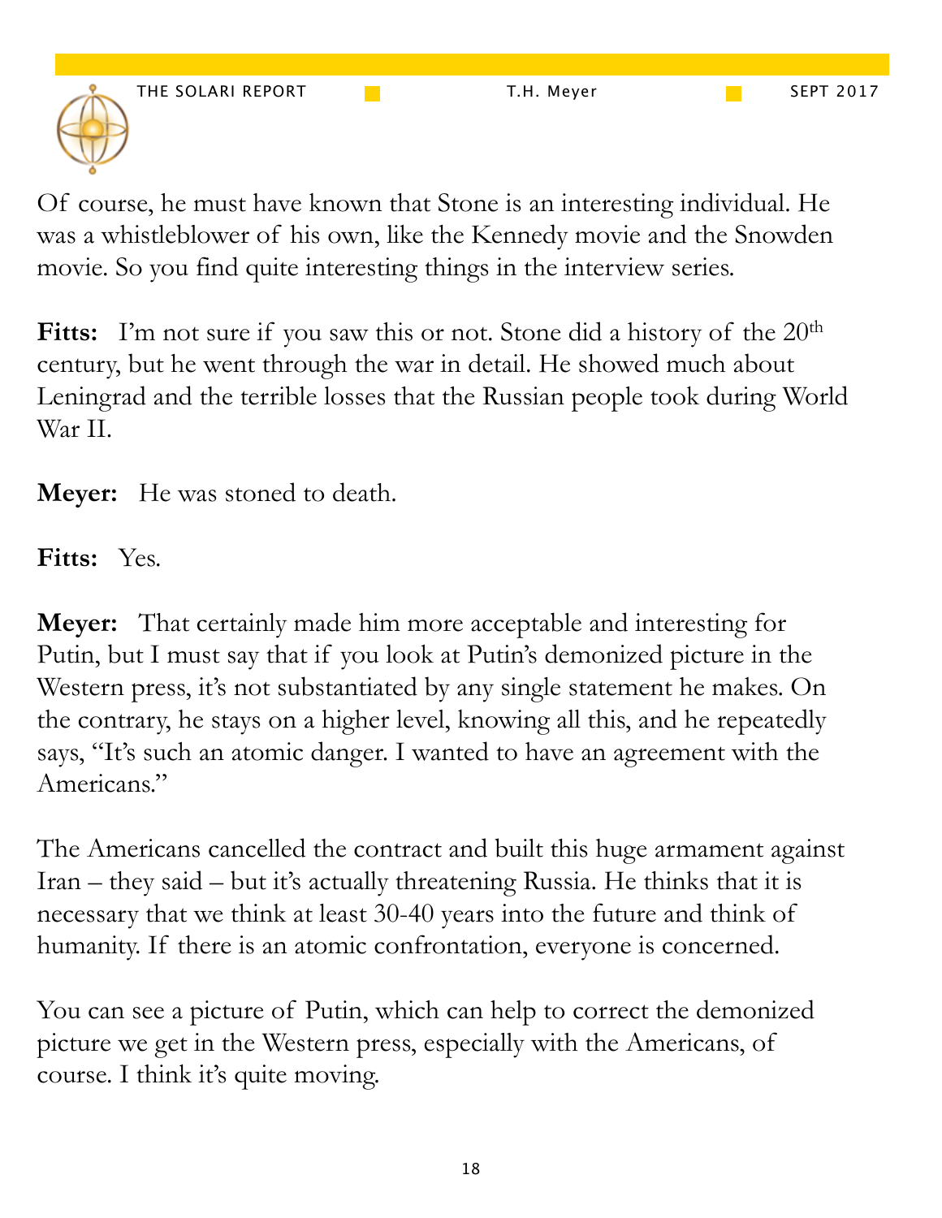Of course, he must have known that Stone is an interesting individual. He was a whistleblower of his own, like the Kennedy movie and the Snowden movie. So you find quite interesting things in the interview series.

**Fitts:** I'm not sure if you saw this or not. Stone did a history of the 20th century, but he went through the war in detail. He showed much about Leningrad and the terrible losses that the Russian people took during World War II.

**Meyer:** He was stoned to death.

**Fitts:** Yes.

**Meyer:** That certainly made him more acceptable and interesting for Putin, but I must say that if you look at Putin's demonized picture in the Western press, it's not substantiated by any single statement he makes. On the contrary, he stays on a higher level, knowing all this, and he repeatedly says, "It's such an atomic danger. I wanted to have an agreement with the Americans."

The Americans cancelled the contract and built this huge armament against Iran – they said – but it's actually threatening Russia. He thinks that it is necessary that we think at least 30-40 years into the future and think of humanity. If there is an atomic confrontation, everyone is concerned.

You can see a picture of Putin, which can help to correct the demonized picture we get in the Western press, especially with the Americans, of course. I think it's quite moving.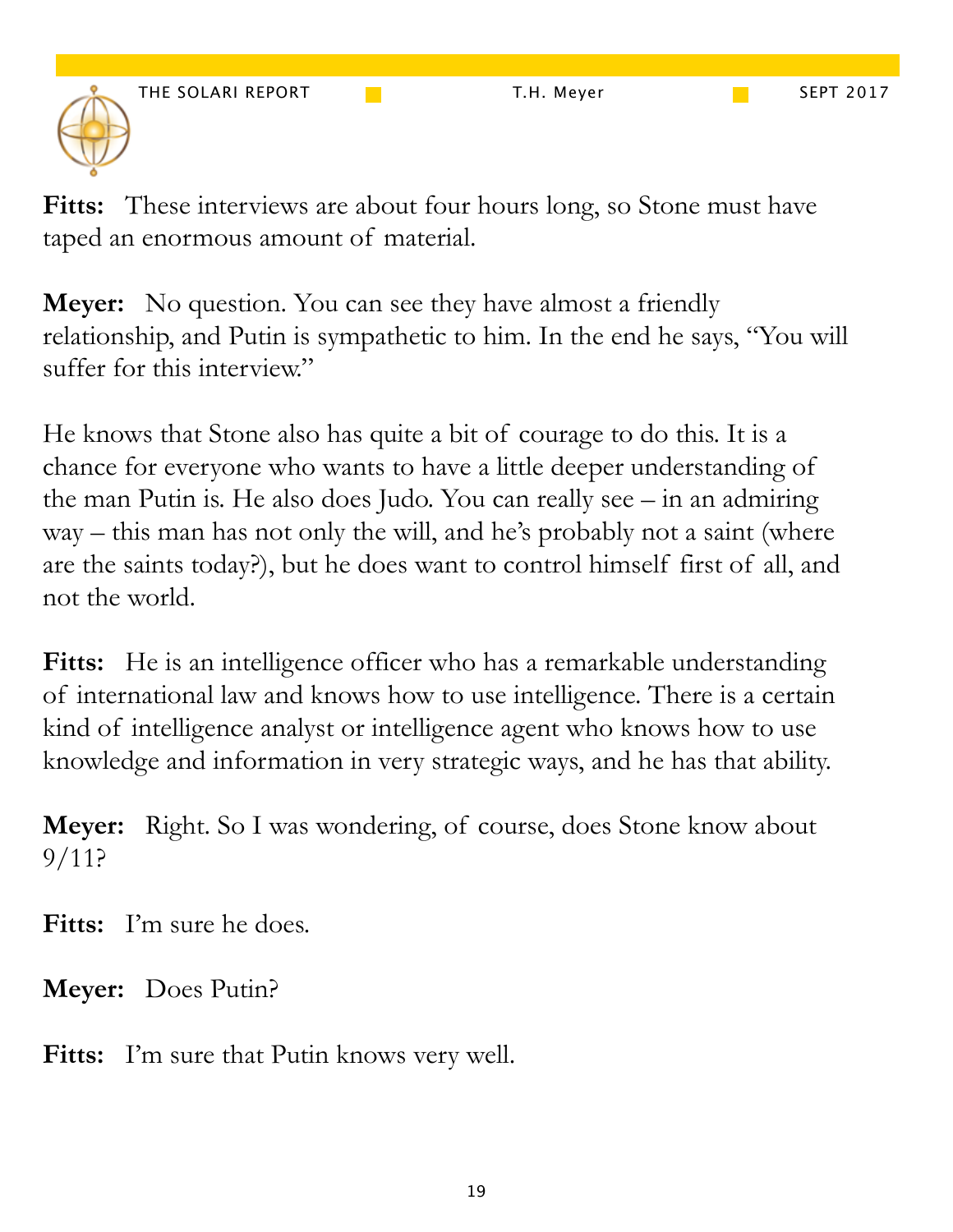**Fitts:** These interviews are about four hours long, so Stone must have taped an enormous amount of material.

**Meyer:** No question. You can see they have almost a friendly relationship, and Putin is sympathetic to him. In the end he says, "You will suffer for this interview."

He knows that Stone also has quite a bit of courage to do this. It is a chance for everyone who wants to have a little deeper understanding of the man Putin is. He also does Judo. You can really see – in an admiring way – this man has not only the will, and he's probably not a saint (where are the saints today?), but he does want to control himself first of all, and not the world.

**Fitts:** He is an intelligence officer who has a remarkable understanding of international law and knows how to use intelligence. There is a certain kind of intelligence analyst or intelligence agent who knows how to use knowledge and information in very strategic ways, and he has that ability.

**Meyer:** Right. So I was wondering, of course, does Stone know about 9/11?

**Fitts:** I'm sure he does.

**Meyer:** Does Putin?

**Fitts:** I'm sure that Putin knows very well.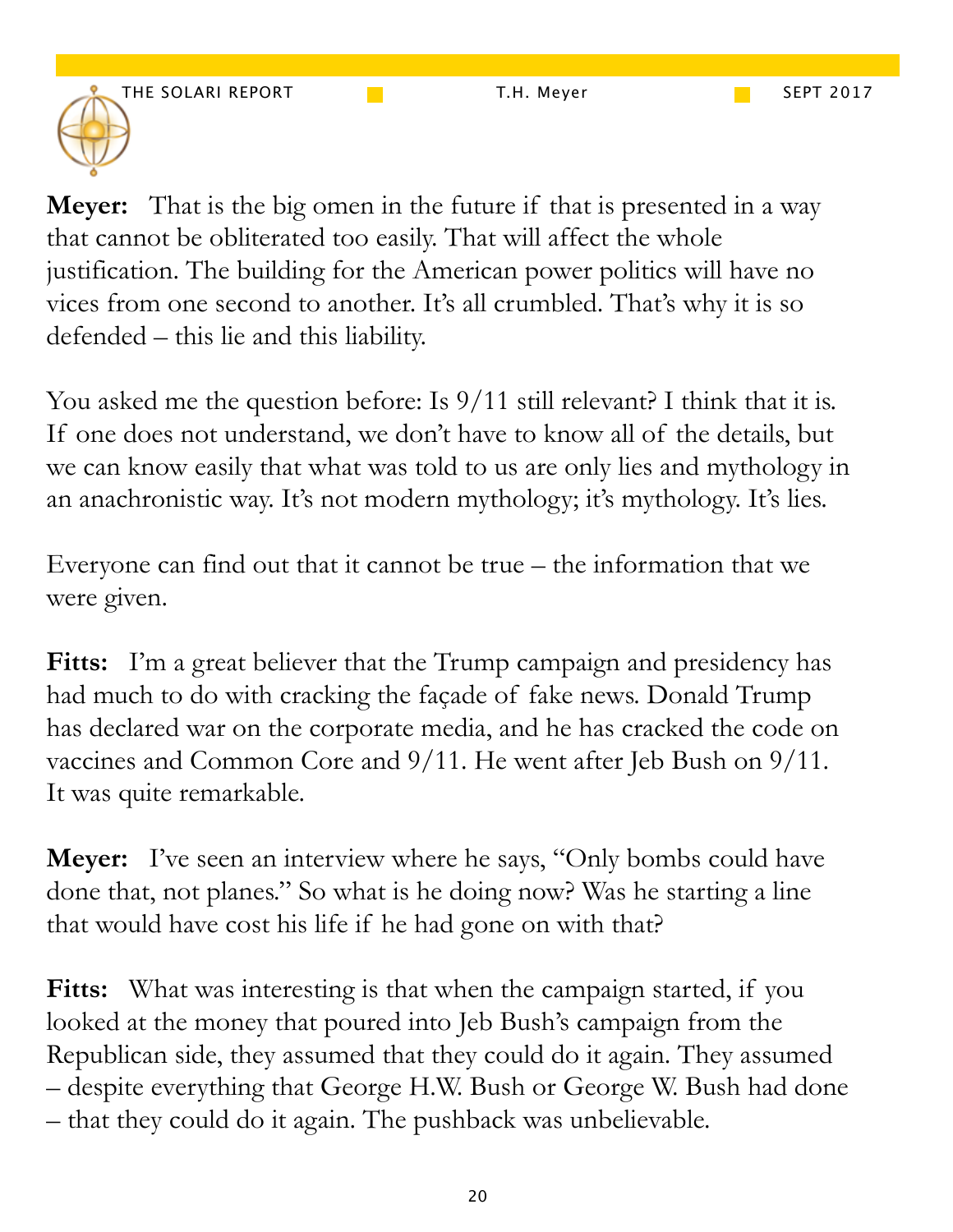**Meyer:** That is the big omen in the future if that is presented in a way that cannot be obliterated too easily. That will affect the whole justification. The building for the American power politics will have no vices from one second to another. It's all crumbled. That's why it is so defended – this lie and this liability.

You asked me the question before: Is 9/11 still relevant? I think that it is. If one does not understand, we don't have to know all of the details, but we can know easily that what was told to us are only lies and mythology in an anachronistic way. It's not modern mythology; it's mythology. It's lies.

Everyone can find out that it cannot be true – the information that we were given.

**Fitts:** I'm a great believer that the Trump campaign and presidency has had much to do with cracking the façade of fake news. Donald Trump has declared war on the corporate media, and he has cracked the code on vaccines and Common Core and 9/11. He went after Jeb Bush on 9/11. It was quite remarkable.

**Meyer:** I've seen an interview where he says, "Only bombs could have done that, not planes." So what is he doing now? Was he starting a line that would have cost his life if he had gone on with that?

**Fitts:** What was interesting is that when the campaign started, if you looked at the money that poured into Jeb Bush's campaign from the Republican side, they assumed that they could do it again. They assumed – despite everything that George H.W. Bush or George W. Bush had done – that they could do it again. The pushback was unbelievable.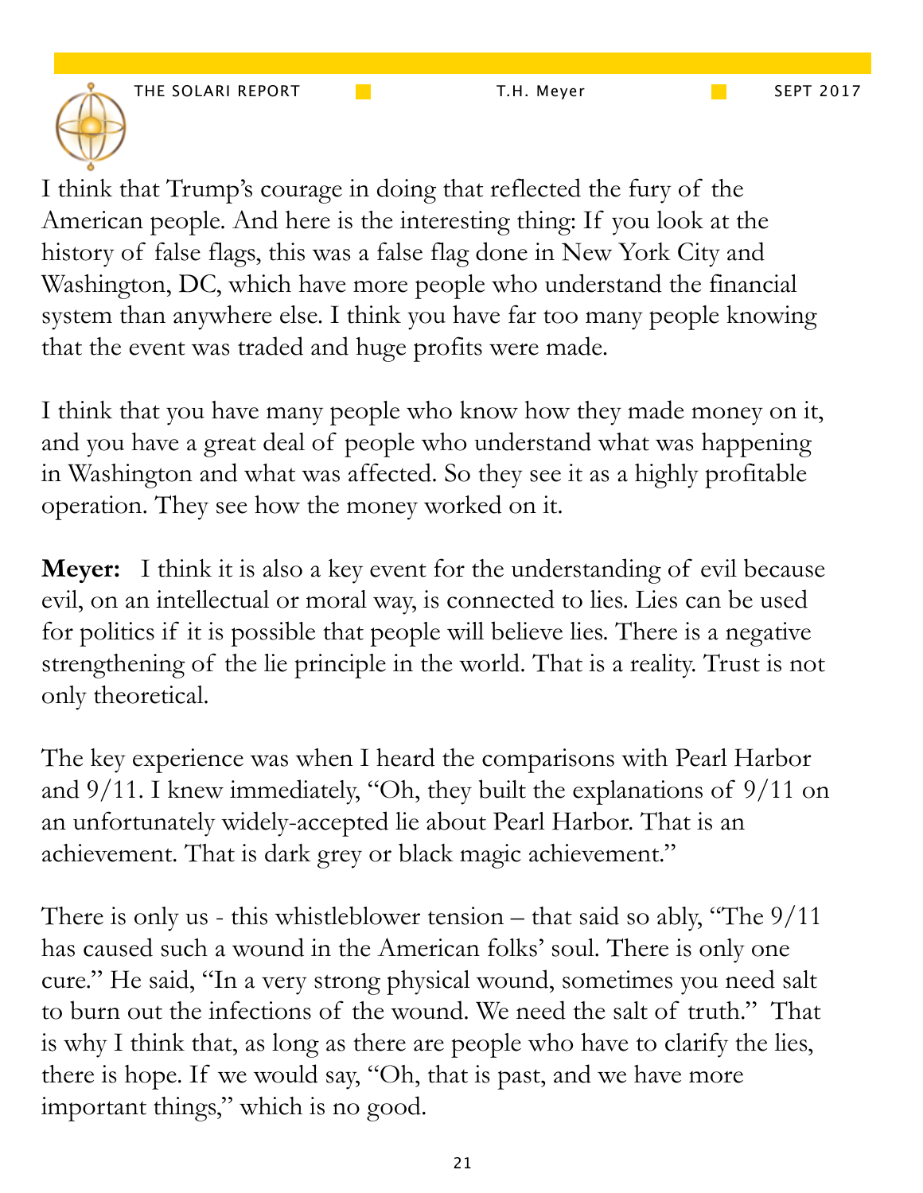I think that Trump's courage in doing that reflected the fury of the American people. And here is the interesting thing: If you look at the history of false flags, this was a false flag done in New York City and Washington, DC, which have more people who understand the financial system than anywhere else. I think you have far too many people knowing that the event was traded and huge profits were made.

I think that you have many people who know how they made money on it, and you have a great deal of people who understand what was happening in Washington and what was affected. So they see it as a highly profitable operation. They see how the money worked on it.

**Meyer:** I think it is also a key event for the understanding of evil because evil, on an intellectual or moral way, is connected to lies. Lies can be used for politics if it is possible that people will believe lies. There is a negative strengthening of the lie principle in the world. That is a reality. Trust is not only theoretical.

The key experience was when I heard the comparisons with Pearl Harbor and 9/11. I knew immediately, "Oh, they built the explanations of 9/11 on an unfortunately widely-accepted lie about Pearl Harbor. That is an achievement. That is dark grey or black magic achievement."

There is only us - this whistleblower tension – that said so ably, "The 9/11 has caused such a wound in the American folks' soul. There is only one cure." He said, "In a very strong physical wound, sometimes you need salt to burn out the infections of the wound. We need the salt of truth." That is why I think that, as long as there are people who have to clarify the lies, there is hope. If we would say, "Oh, that is past, and we have more important things," which is no good.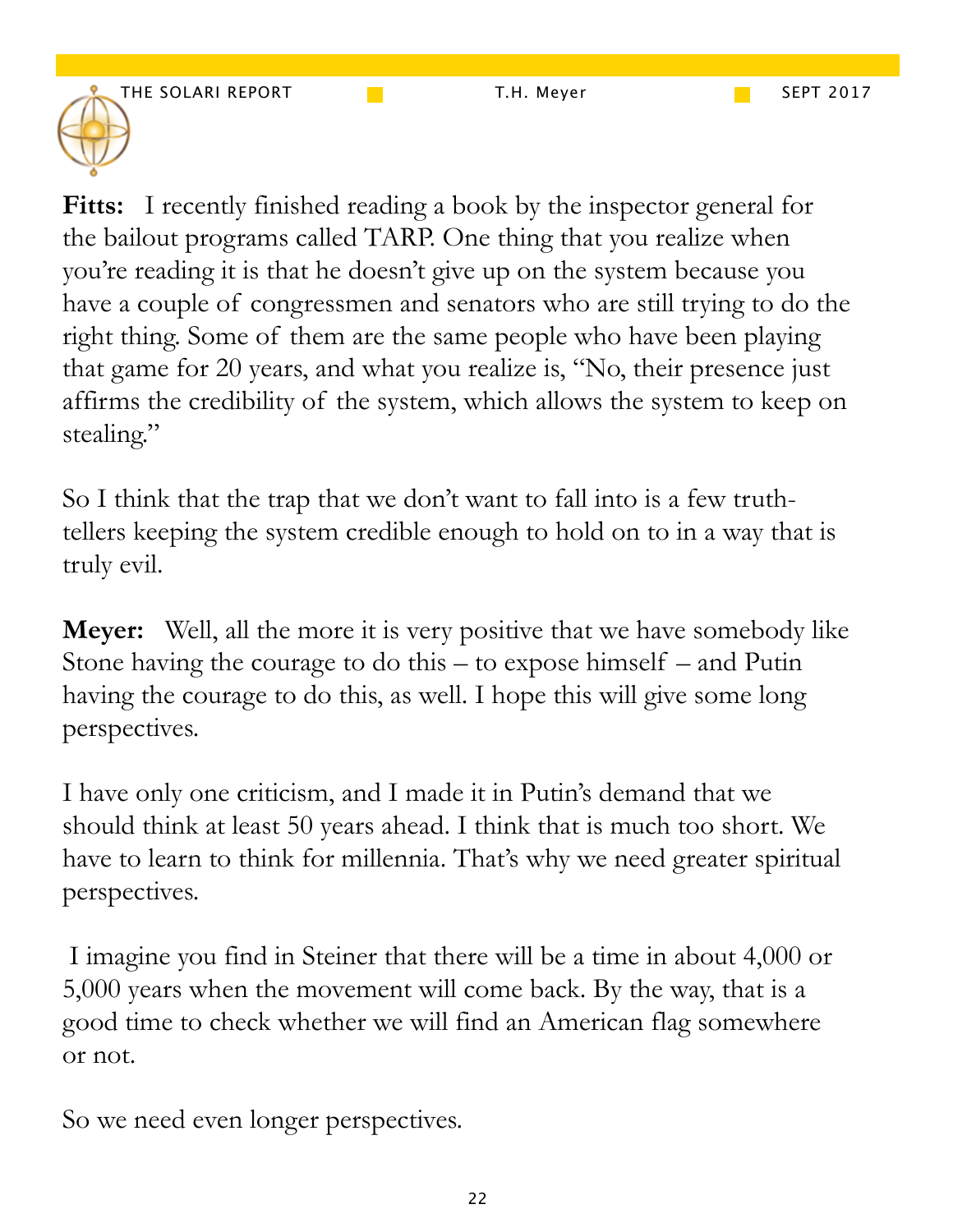**Fitts:** I recently finished reading a book by the inspector general for the bailout programs called TARP. One thing that you realize when you're reading it is that he doesn't give up on the system because you have a couple of congressmen and senators who are still trying to do the right thing. Some of them are the same people who have been playing that game for 20 years, and what you realize is, "No, their presence just affirms the credibility of the system, which allows the system to keep on stealing."

So I think that the trap that we don't want to fall into is a few truth-tellers keeping the system credible enough to hold on to in a way that is truly evil.

**Meyer:** Well, all the more it is very positive that we have somebody like Stone having the courage to do this – to expose himself – and Putin having the courage to do this, as well. I hope this will give some long perspectives.

I have only one criticism, and I made it in Putin's demand that we should think at least 50 years ahead. I think that is much too short. We have to learn to think for millennia. That's why we need greater spiritual perspectives.

I imagine you find in Steiner that there will be a time in about 4,000 or 5,000 years when the movement will come back. By the way, that is a good time to check whether we will find an American flag somewhere or not.

So we need even longer perspectives.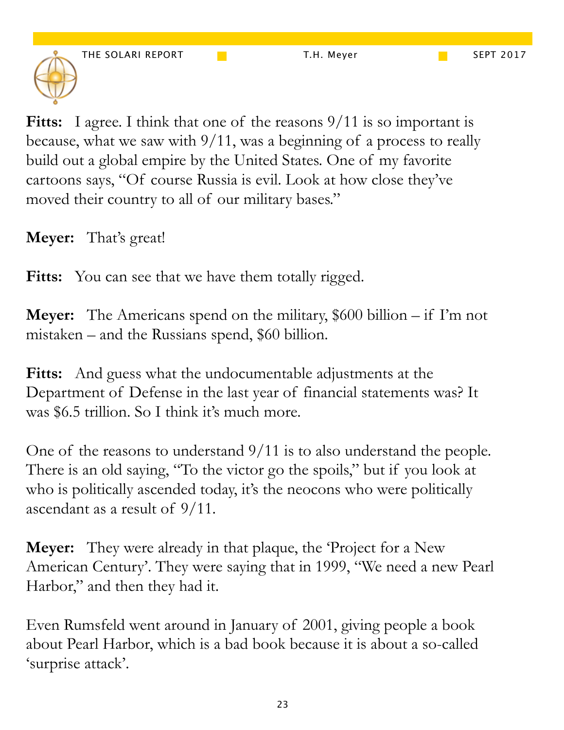**Fitts:** I agree. I think that one of the reasons 9/11 is so important is because, what we saw with 9/11, was a beginning of a process to really build out a global empire by the United States. One of my favorite cartoons says, "Of course Russia is evil. Look at how close they've moved their country to all of our military bases."

**Meyer:** That's great!

**Fitts:** You can see that we have them totally rigged.

**Meyer:** The Americans spend on the military, $600 billion – if I'm not mistaken – and the Russians spend, $60 billion.

**Fitts:** And guess what the undocumentable adjustments at the Department of Defense in the last year of financial statements was? It was $6.5 trillion. So I think it's much more.

One of the reasons to understand 9/11 is to also understand the people. There is an old saying, "To the victor go the spoils," but if you look at who is politically ascended today, it's the neocons who were politically ascendant as a result of 9/11.

**Meyer:** They were already in that plaque, the 'Project for a New American Century'. They were saying that in 1999, "We need a new Pearl Harbor," and then they had it.

Even Rumsfeld went around in January of 2001, giving people a book about Pearl Harbor, which is a bad book because it is about a so-called 'surprise attack'.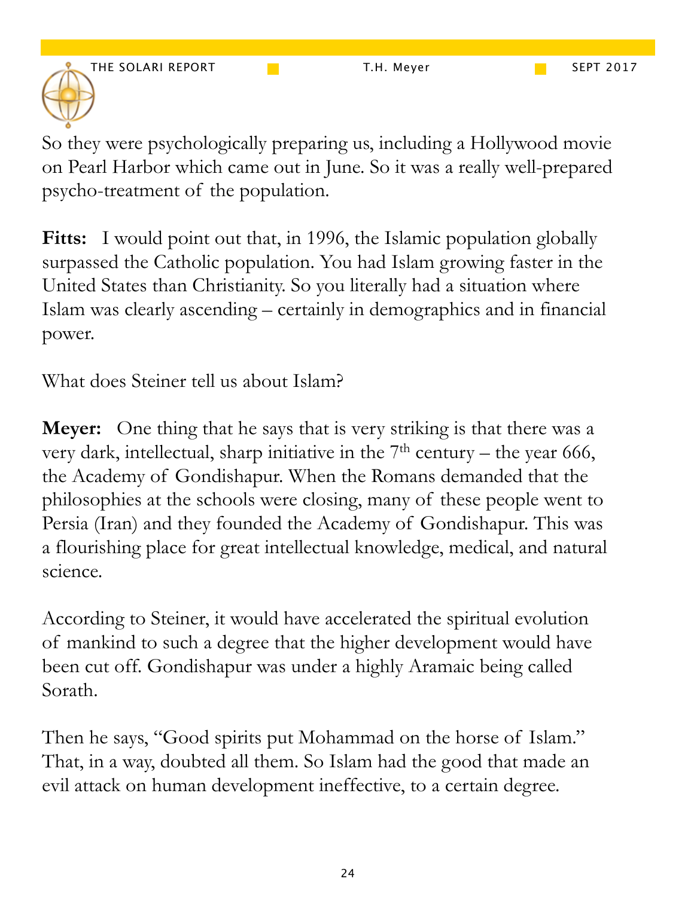So they were psychologically preparing us, including a Hollywood movie on Pearl Harbor which came out in June. So it was a really well-prepared psycho-treatment of the population.

**Fitts:** I would point out that, in 1996, the Islamic population globally surpassed the Catholic population. You had Islam growing faster in the United States than Christianity. So you literally had a situation where Islam was clearly ascending – certainly in demographics and in financial power.

What does Steiner tell us about Islam?

**Meyer:** One thing that he says that is very striking is that there was a very dark, intellectual, sharp initiative in the 7th century – the year 666, the Academy of Gondishapur. When the Romans demanded that the philosophies at the schools were closing, many of these people went to Persia (Iran) and they founded the Academy of Gondishapur. This was a flourishing place for great intellectual knowledge, medical, and natural science.

According to Steiner, it would have accelerated the spiritual evolution of mankind to such a degree that the higher development would have been cut off. Gondishapur was under a highly Aramaic being called Sorath.

Then he says, "Good spirits put Mohammad on the horse of Islam." That, in a way, doubted all them. So Islam had the good that made an evil attack on human development ineffective, to a certain degree.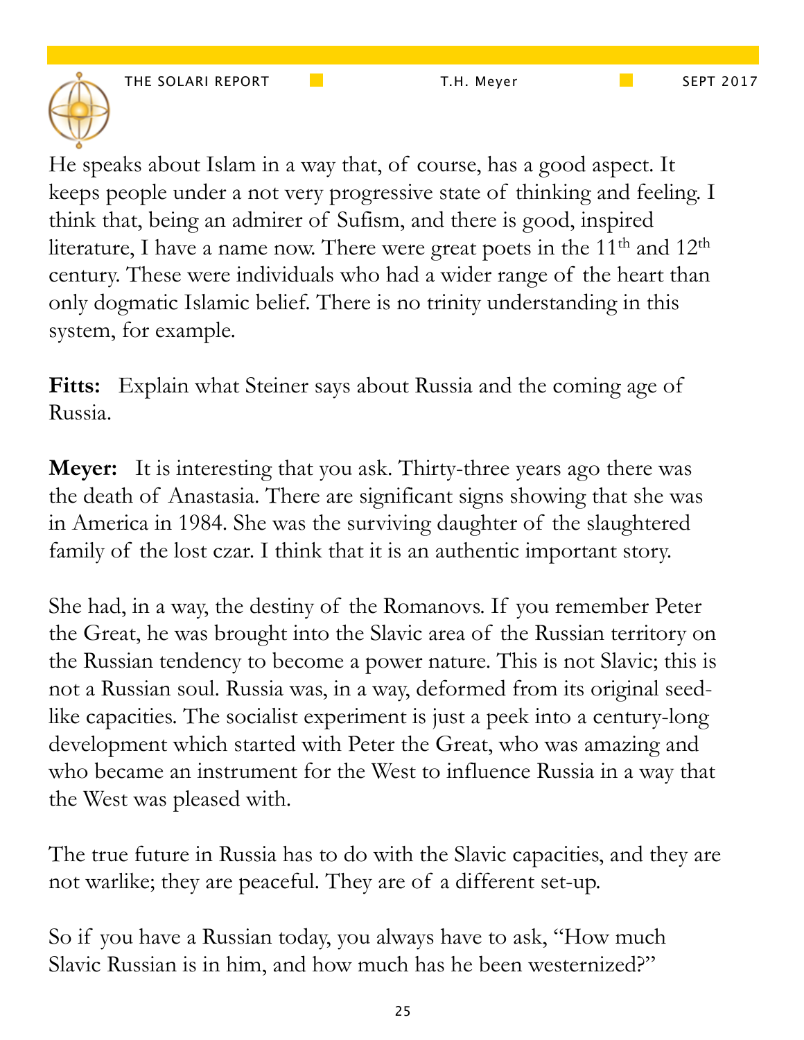He speaks about Islam in a way that, of course, has a good aspect. It keeps people under a not very progressive state of thinking and feeling. I think that, being an admirer of Sufism, and there is good, inspired literature, I have a name now. There were great poets in the 11th and 12th century. These were individuals who had a wider range of the heart than only dogmatic Islamic belief. There is no trinity understanding in this system, for example.

**Fitts:** Explain what Steiner says about Russia and the coming age of Russia.

**Meyer:** It is interesting that you ask. Thirty-three years ago there was the death of Anastasia. There are significant signs showing that she was in America in 1984. She was the surviving daughter of the slaughtered family of the lost czar. I think that it is an authentic important story.

She had, in a way, the destiny of the Romanovs. If you remember Peter the Great, he was brought into the Slavic area of the Russian territory on the Russian tendency to become a power nature. This is not Slavic; this is not a Russian soul. Russia was, in a way, deformed from its original seed-like capacities. The socialist experiment is just a peek into a century-long development which started with Peter the Great, who was amazing and who became an instrument for the West to influence Russia in a way that the West was pleased with.

The true future in Russia has to do with the Slavic capacities, and they are not warlike; they are peaceful. They are of a different set-up.

So if you have a Russian today, you always have to ask, "How much Slavic Russian is in him, and how much has he been westernized?"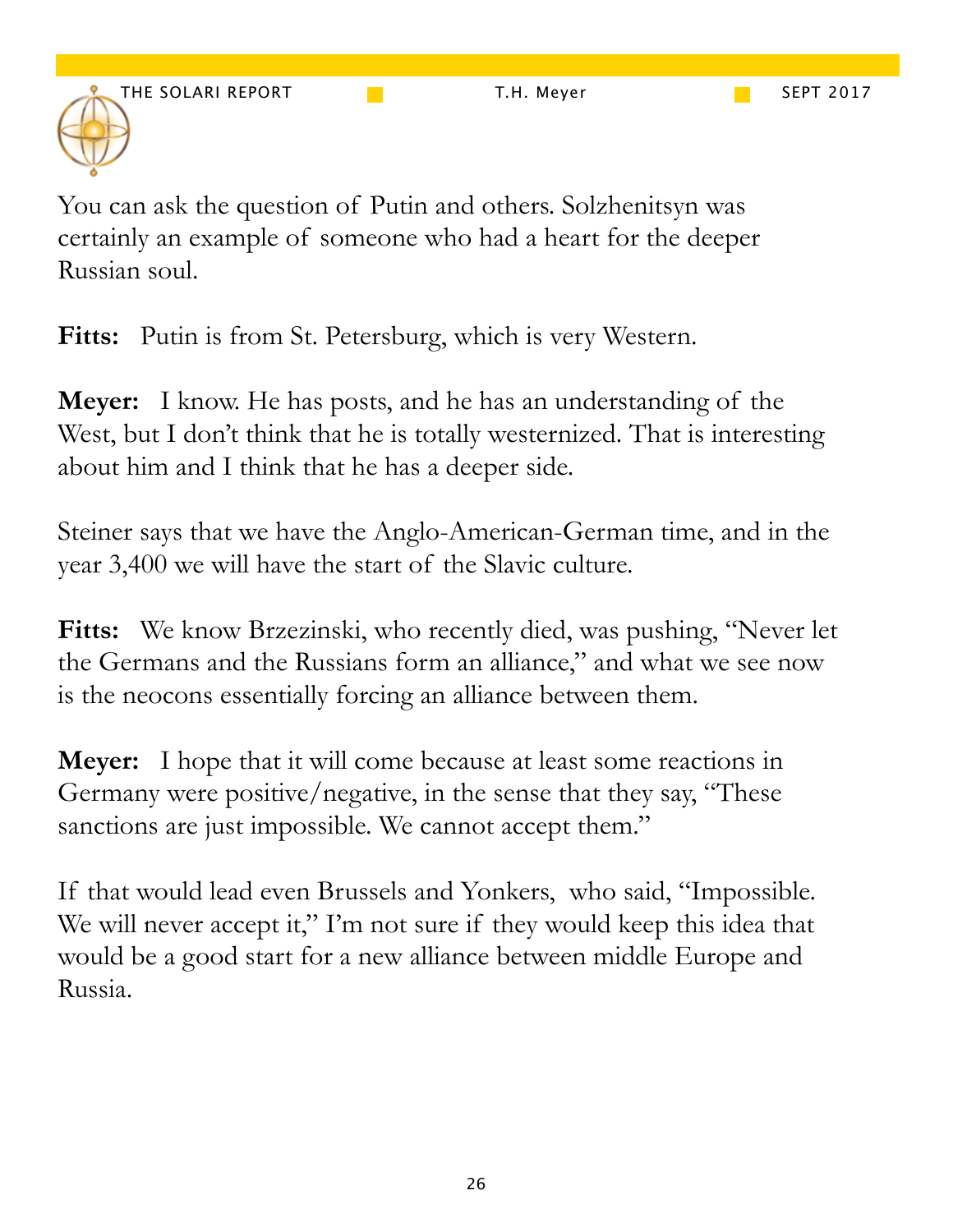You can ask the question of Putin and others. Solzhenitsyn was certainly an example of someone who had a heart for the deeper Russian soul.

**Fitts:** Putin is from St. Petersburg, which is very Western.

**Meyer:** I know. He has posts, and he has an understanding of the West, but I don't think that he is totally westernized. That is interesting about him and I think that he has a deeper side.

Steiner says that we have the Anglo-American-German time, and in the year 3,400 we will have the start of the Slavic culture.

**Fitts:** We know Brzezinski, who recently died, was pushing, "Never let the Germans and the Russians form an alliance," and what we see now is the neocons essentially forcing an alliance between them.

**Meyer:** I hope that it will come because at least some reactions in Germany were positive/negative, in the sense that they say, "These sanctions are just impossible. We cannot accept them."

If that would lead even Brussels and Yonkers, who said, "Impossible. We will never accept it," I'm not sure if they would keep this idea that would be a good start for a new alliance between middle Europe and Russia.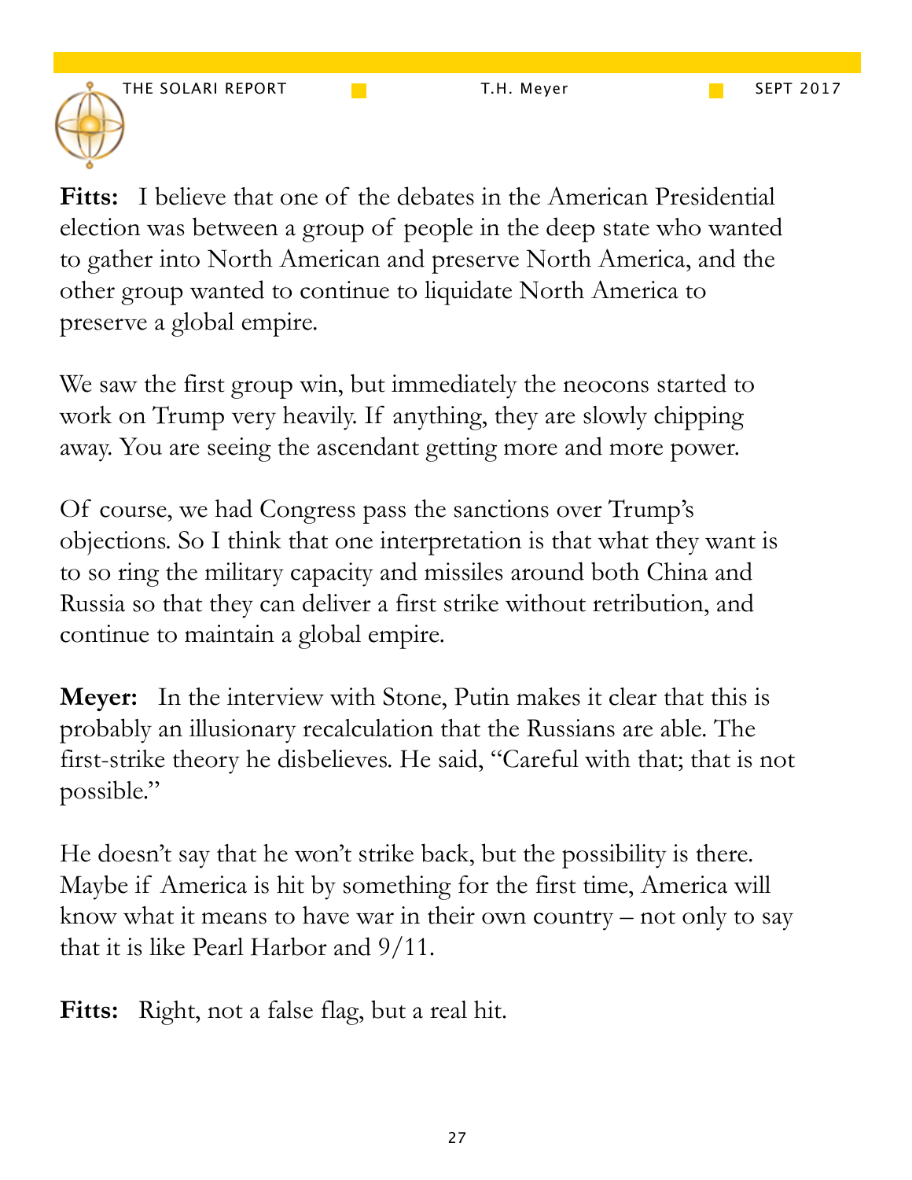**Fitts:** I believe that one of the debates in the American Presidential election was between a group of people in the deep state who wanted to gather into North American and preserve North America, and the other group wanted to continue to liquidate North America to preserve a global empire.

We saw the first group win, but immediately the neocons started to work on Trump very heavily. If anything, they are slowly chipping away. You are seeing the ascendant getting more and more power.

Of course, we had Congress pass the sanctions over Trump's objections. So I think that one interpretation is that what they want is to so ring the military capacity and missiles around both China and Russia so that they can deliver a first strike without retribution, and continue to maintain a global empire.

**Meyer:** In the interview with Stone, Putin makes it clear that this is probably an illusionary recalculation that the Russians are able. The first-strike theory he disbelieves. He said, "Careful with that; that is not possible."

He doesn't say that he won't strike back, but the possibility is there. Maybe if America is hit by something for the first time, America will know what it means to have war in their own country – not only to say that it is like Pearl Harbor and 9/11.

**Fitts:** Right, not a false flag, but a real hit.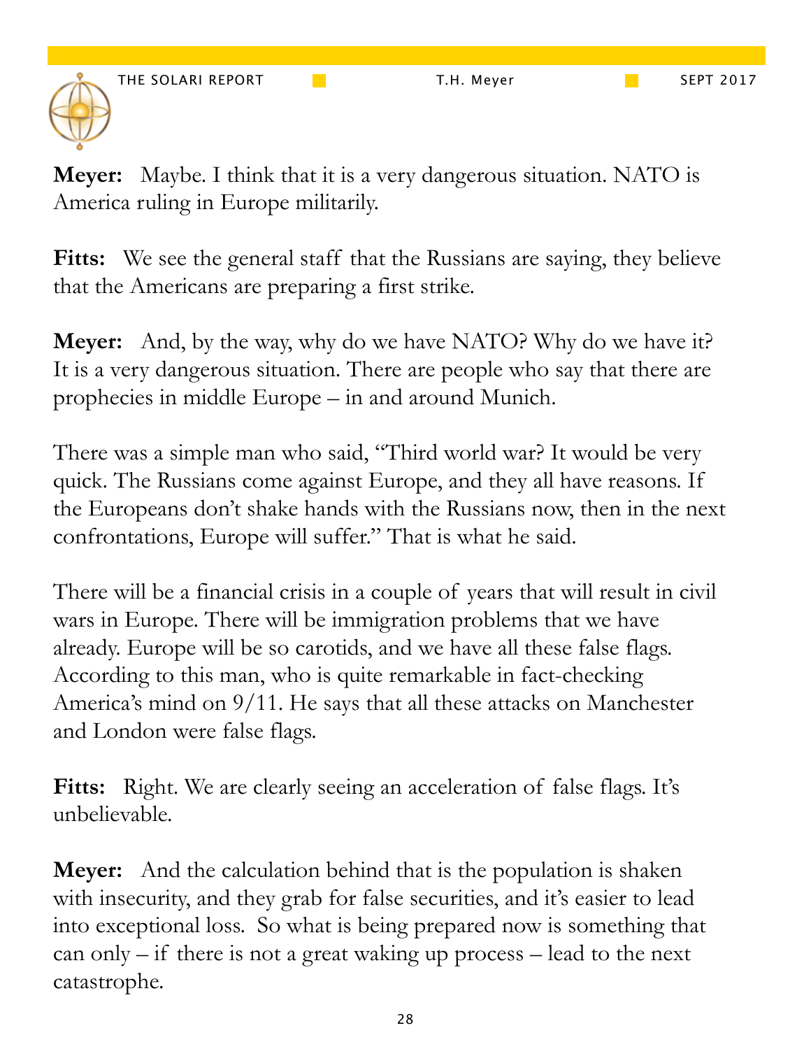**Meyer:** Maybe. I think that it is a very dangerous situation. NATO is America ruling in Europe militarily.

**Fitts:** We see the general staff that the Russians are saying, they believe that the Americans are preparing a first strike.

**Meyer:** And, by the way, why do we have NATO? Why do we have it? It is a very dangerous situation. There are people who say that there are prophecies in middle Europe – in and around Munich.

There was a simple man who said, "Third world war? It would be very quick. The Russians come against Europe, and they all have reasons. If the Europeans don't shake hands with the Russians now, then in the next confrontations, Europe will suffer." That is what he said.

There will be a financial crisis in a couple of years that will result in civil wars in Europe. There will be immigration problems that we have already. Europe will be so carotids, and we have all these false flags. According to this man, who is quite remarkable in fact-checking America's mind on 9/11. He says that all these attacks on Manchester and London were false flags.

**Fitts:** Right. We are clearly seeing an acceleration of false flags. It's unbelievable.

**Meyer:** And the calculation behind that is the population is shaken with insecurity, and they grab for false securities, and it's easier to lead into exceptional loss. So what is being prepared now is something that can only – if there is not a great waking up process – lead to the next catastrophe.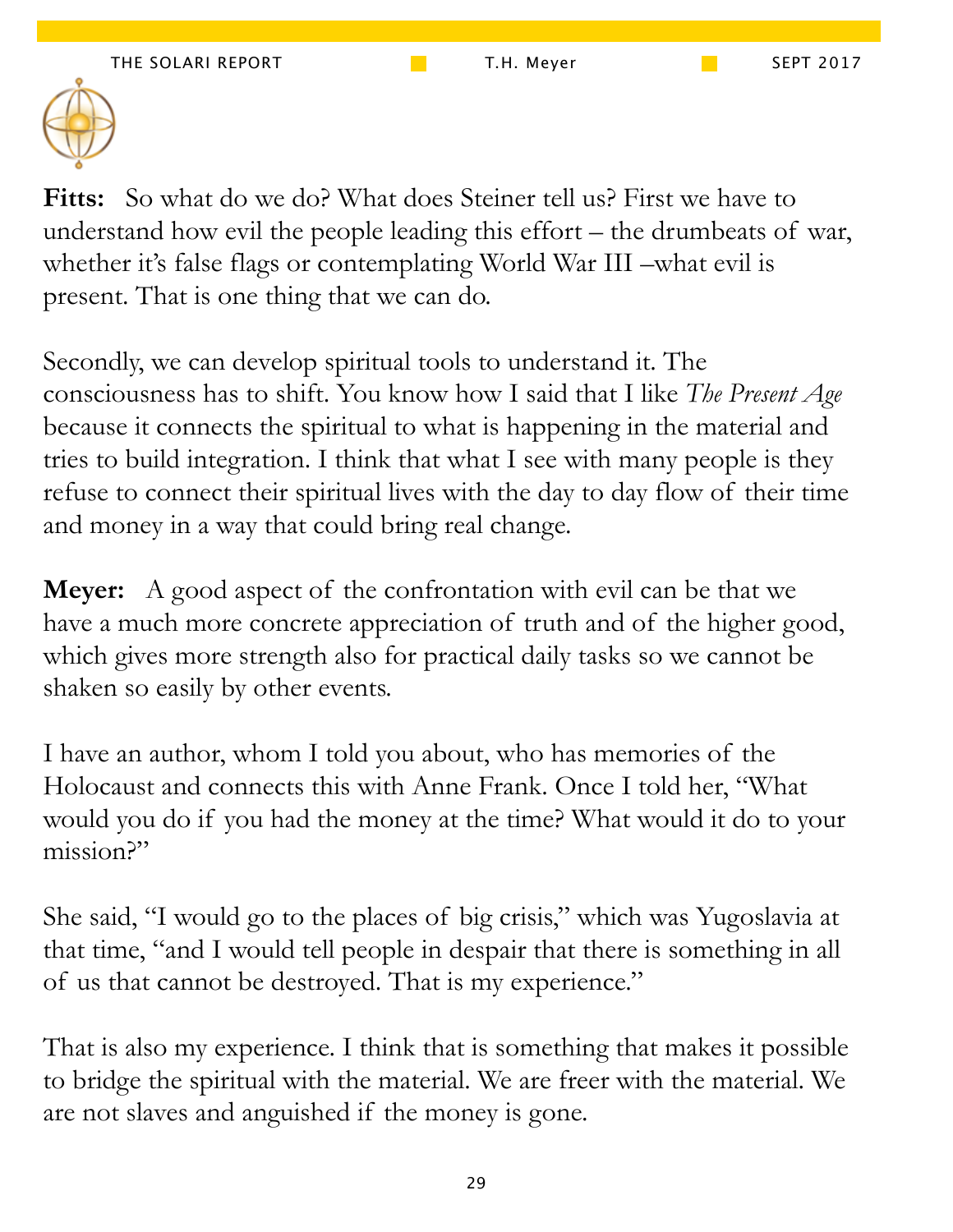**Fitts:** So what do we do? What does Steiner tell us? First we have to understand how evil the people leading this effort – the drumbeats of war, whether it's false flags or contemplating World War III –what evil is present. That is one thing that we can do.

Secondly, we can develop spiritual tools to understand it. The consciousness has to shift. You know how I said that I like *The Present Age* because it connects the spiritual to what is happening in the material and tries to build integration. I think that what I see with many people is they refuse to connect their spiritual lives with the day to day flow of their time and money in a way that could bring real change.

**Meyer:** A good aspect of the confrontation with evil can be that we have a much more concrete appreciation of truth and of the higher good, which gives more strength also for practical daily tasks so we cannot be shaken so easily by other events.

I have an author, whom I told you about, who has memories of the Holocaust and connects this with Anne Frank. Once I told her, "What would you do if you had the money at the time? What would it do to your mission?"

She said, "I would go to the places of big crisis," which was Yugoslavia at that time, "and I would tell people in despair that there is something in all of us that cannot be destroyed. That is my experience."

That is also my experience. I think that is something that makes it possible to bridge the spiritual with the material. We are freer with the material. We are not slaves and anguished if the money is gone.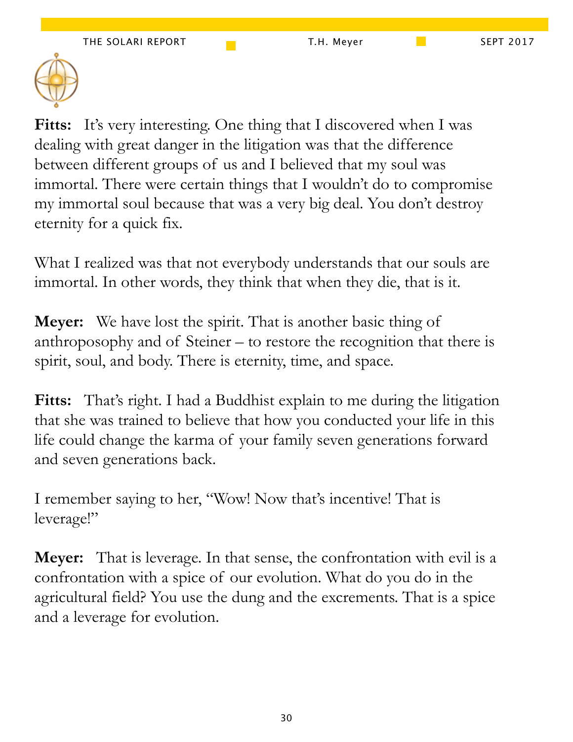**Fitts:** It's very interesting. One thing that I discovered when I was dealing with great danger in the litigation was that the difference between different groups of us and I believed that my soul was immortal. There were certain things that I wouldn't do to compromise my immortal soul because that was a very big deal. You don't destroy eternity for a quick fix.

What I realized was that not everybody understands that our souls are immortal. In other words, they think that when they die, that is it.

**Meyer:** We have lost the spirit. That is another basic thing of anthroposophy and of Steiner – to restore the recognition that there is spirit, soul, and body. There is eternity, time, and space.

**Fitts:** That's right. I had a Buddhist explain to me during the litigation that she was trained to believe that how you conducted your life in this life could change the karma of your family seven generations forward and seven generations back.

I remember saying to her, "Wow! Now that's incentive! That is leverage!"

**Meyer:** That is leverage. In that sense, the confrontation with evil is a confrontation with a spice of our evolution. What do you do in the agricultural field? You use the dung and the excrements. That is a spice and a leverage for evolution.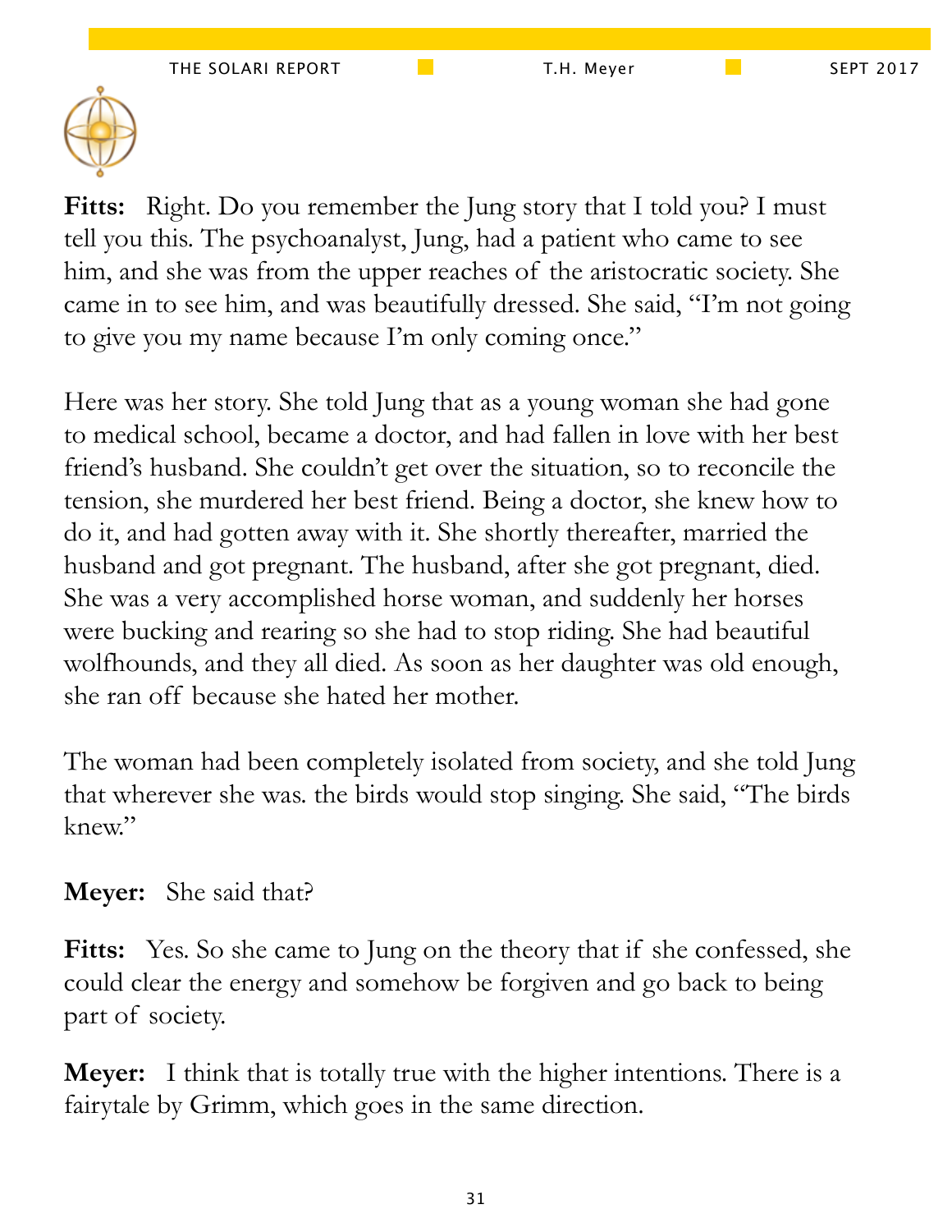**Fitts:** Right. Do you remember the Jung story that I told you? I must tell you this. The psychoanalyst, Jung, had a patient who came to see him, and she was from the upper reaches of the aristocratic society. She came in to see him, and was beautifully dressed. She said, "I'm not going to give you my name because I'm only coming once."

Here was her story. She told Jung that as a young woman she had gone to medical school, became a doctor, and had fallen in love with her best friend's husband. She couldn't get over the situation, so to reconcile the tension, she murdered her best friend. Being a doctor, she knew how to do it, and had gotten away with it. She shortly thereafter, married the husband and got pregnant. The husband, after she got pregnant, died. She was a very accomplished horse woman, and suddenly her horses were bucking and rearing so she had to stop riding. She had beautiful wolfhounds, and they all died. As soon as her daughter was old enough, she ran off because she hated her mother.

The woman had been completely isolated from society, and she told Jung that wherever she was. the birds would stop singing. She said, "The birds knew."

**Meyer:** She said that?

**Fitts:** Yes. So she came to Jung on the theory that if she confessed, she could clear the energy and somehow be forgiven and go back to being part of society.

**Meyer:** I think that is totally true with the higher intentions. There is a fairytale by Grimm, which goes in the same direction.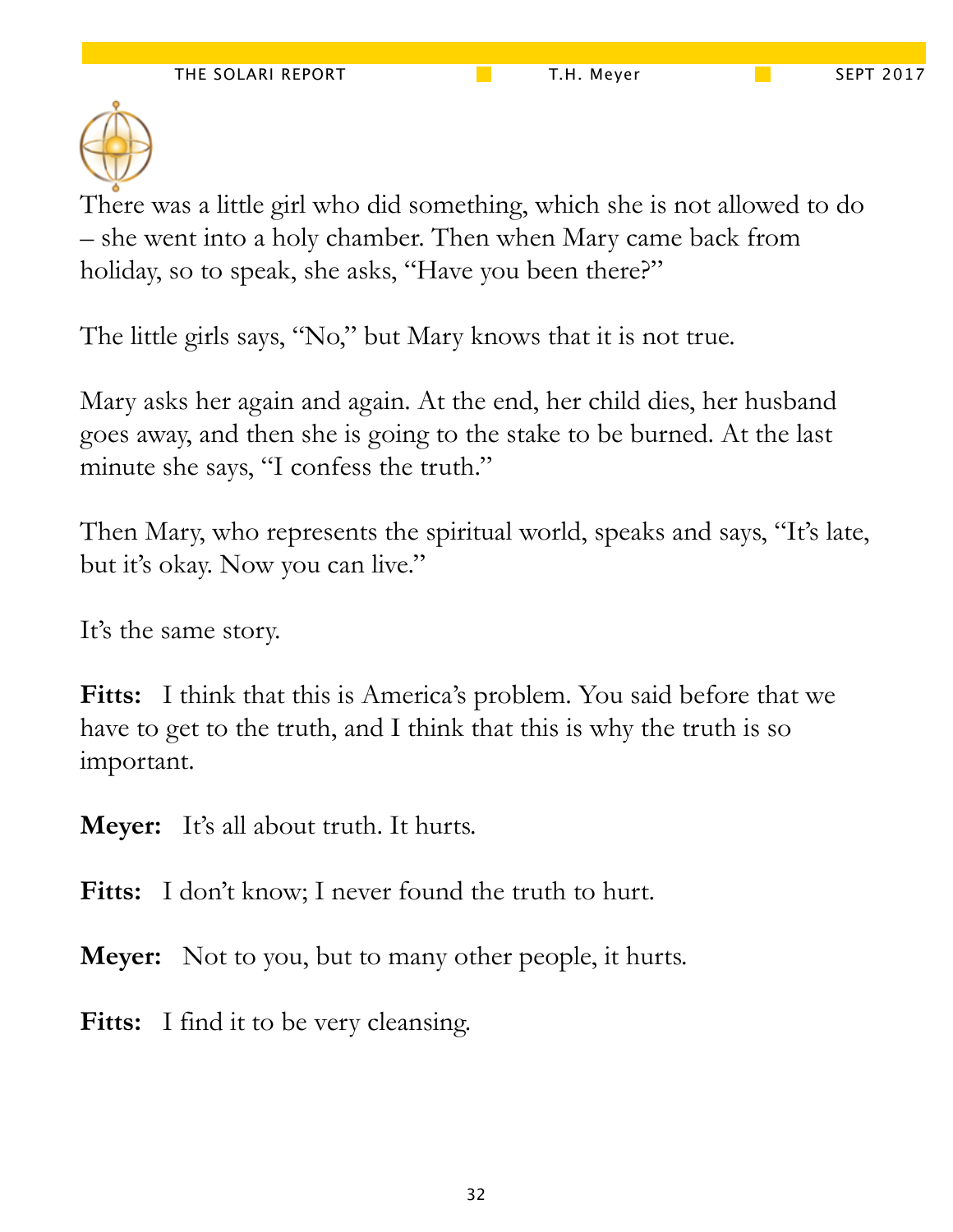There was a little girl who did something, which she is not allowed to do – she went into a holy chamber. Then when Mary came back from holiday, so to speak, she asks, "Have you been there?"

The little girls says, "No," but Mary knows that it is not true.

Mary asks her again and again. At the end, her child dies, her husband goes away, and then she is going to the stake to be burned. At the last minute she says, "I confess the truth."

Then Mary, who represents the spiritual world, speaks and says, "It's late, but it's okay. Now you can live."

It's the same story.

**Fitts:** I think that this is America's problem. You said before that we have to get to the truth, and I think that this is why the truth is so important.

**Meyer:** It's all about truth. It hurts.

**Fitts:** I don't know; I never found the truth to hurt.

**Meyer:** Not to you, but to many other people, it hurts.

**Fitts:** I find it to be very cleansing.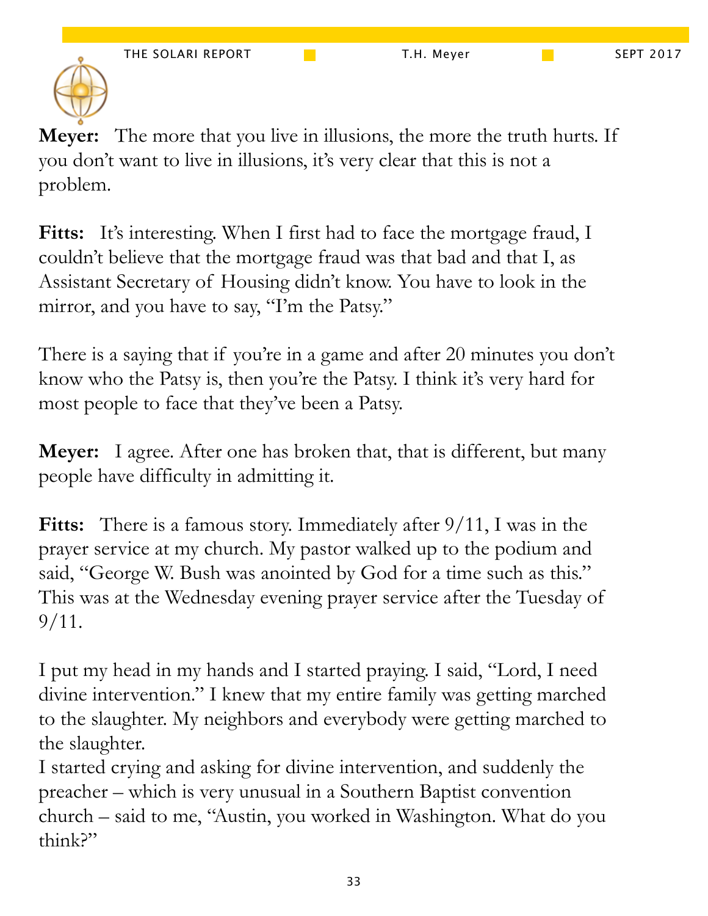**Meyer:** The more that you live in illusions, the more the truth hurts. If you don't want to live in illusions, it's very clear that this is not a problem.

**Fitts:** It's interesting. When I first had to face the mortgage fraud, I couldn't believe that the mortgage fraud was that bad and that I, as Assistant Secretary of Housing didn't know. You have to look in the mirror, and you have to say, "I'm the Patsy."

There is a saying that if you're in a game and after 20 minutes you don't know who the Patsy is, then you're the Patsy. I think it's very hard for most people to face that they've been a Patsy.

**Meyer:** I agree. After one has broken that, that is different, but many people have difficulty in admitting it.

**Fitts:** There is a famous story. Immediately after 9/11, I was in the prayer service at my church. My pastor walked up to the podium and said, "George W. Bush was anointed by God for a time such as this." This was at the Wednesday evening prayer service after the Tuesday of 9/11.

I put my head in my hands and I started praying. I said, "Lord, I need divine intervention." I knew that my entire family was getting marched to the slaughter. My neighbors and everybody were getting marched to the slaughter.
I started crying and asking for divine intervention, and suddenly the preacher – which is very unusual in a Southern Baptist convention church – said to me, "Austin, you worked in Washington. What do you think?"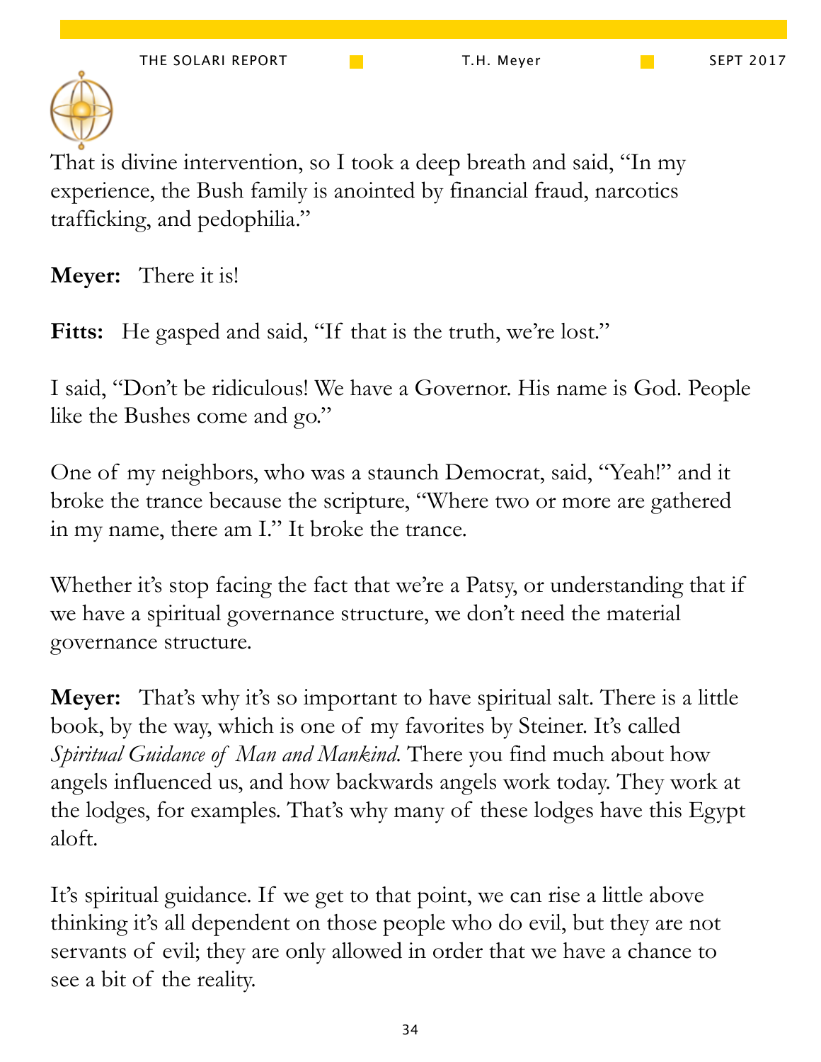That is divine intervention, so I took a deep breath and said, "In my experience, the Bush family is anointed by financial fraud, narcotics trafficking, and pedophilia."

**Meyer:** There it is!

**Fitts:** He gasped and said, "If that is the truth, we're lost."

I said, "Don't be ridiculous! We have a Governor. His name is God. People like the Bushes come and go."

One of my neighbors, who was a staunch Democrat, said, "Yeah!" and it broke the trance because the scripture, "Where two or more are gathered in my name, there am I." It broke the trance.

Whether it's stop facing the fact that we're a Patsy, or understanding that if we have a spiritual governance structure, we don't need the material governance structure.

**Meyer:** That's why it's so important to have spiritual salt. There is a little book, by the way, which is one of my favorites by Steiner. It's called *Spiritual Guidance of Man and Mankind*. There you find much about how angels influenced us, and how backwards angels work today. They work at the lodges, for examples. That's why many of these lodges have this Egypt aloft.

It's spiritual guidance. If we get to that point, we can rise a little above thinking it's all dependent on those people who do evil, but they are not servants of evil; they are only allowed in order that we have a chance to see a bit of the reality.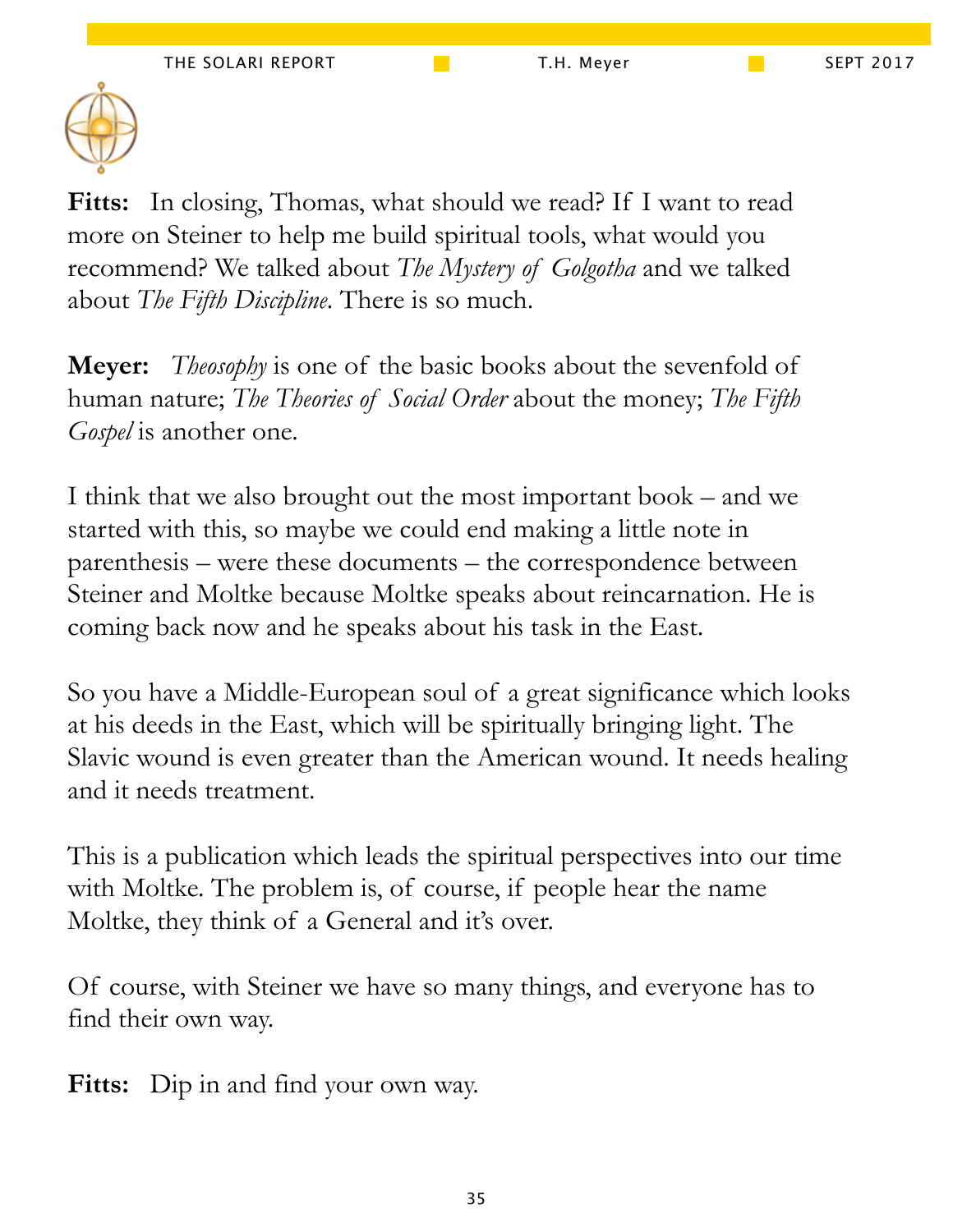**Fitts:** In closing, Thomas, what should we read? If I want to read more on Steiner to help me build spiritual tools, what would you recommend? We talked about *The Mystery of Golgotha* and we talked about *The Fifth Discipline*. There is so much.

**Meyer:** *Theosophy* is one of the basic books about the sevenfold of human nature; *The Theories of Social Order* about the money; *The Fifth Gospel* is another one.

I think that we also brought out the most important book – and we started with this, so maybe we could end making a little note in parenthesis – were these documents – the correspondence between Steiner and Moltke because Moltke speaks about reincarnation. He is coming back now and he speaks about his task in the East.

So you have a Middle-European soul of a great significance which looks at his deeds in the East, which will be spiritually bringing light. The Slavic wound is even greater than the American wound. It needs healing and it needs treatment.

This is a publication which leads the spiritual perspectives into our time with Moltke. The problem is, of course, if people hear the name Moltke, they think of a General and it's over.

Of course, with Steiner we have so many things, and everyone has to find their own way.

**Fitts:** Dip in and find your own way.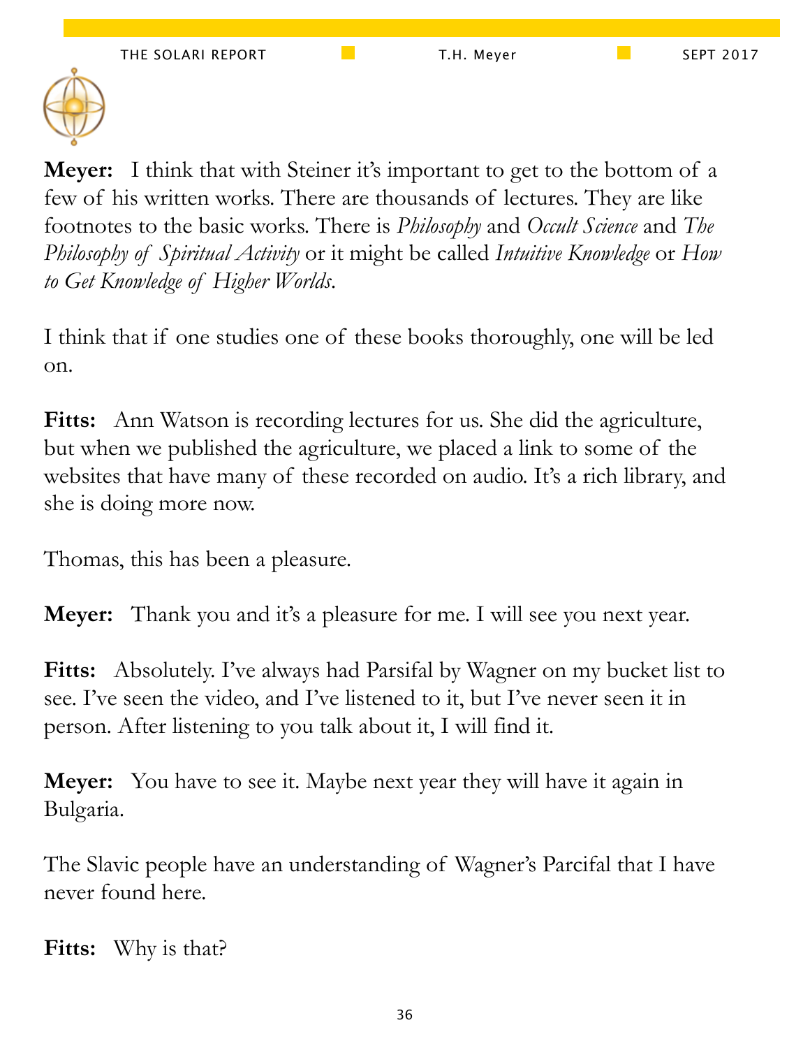**Meyer:** I think that with Steiner it's important to get to the bottom of a few of his written works. There are thousands of lectures. They are like footnotes to the basic works. There is *Philosophy* and *Occult Science* and *The Philosophy of Spiritual Activity* or it might be called *Intuitive Knowledge* or *How to Get Knowledge of Higher Worlds*.

I think that if one studies one of these books thoroughly, one will be led on.

**Fitts:** Ann Watson is recording lectures for us. She did the agriculture, but when we published the agriculture, we placed a link to some of the websites that have many of these recorded on audio. It's a rich library, and she is doing more now.

Thomas, this has been a pleasure.

**Meyer:** Thank you and it's a pleasure for me. I will see you next year.

**Fitts:** Absolutely. I've always had Parsifal by Wagner on my bucket list to see. I've seen the video, and I've listened to it, but I've never seen it in person. After listening to you talk about it, I will find it.

**Meyer:** You have to see it. Maybe next year they will have it again in Bulgaria.

The Slavic people have an understanding of Wagner's Parcifal that I have never found here.

**Fitts:** Why is that?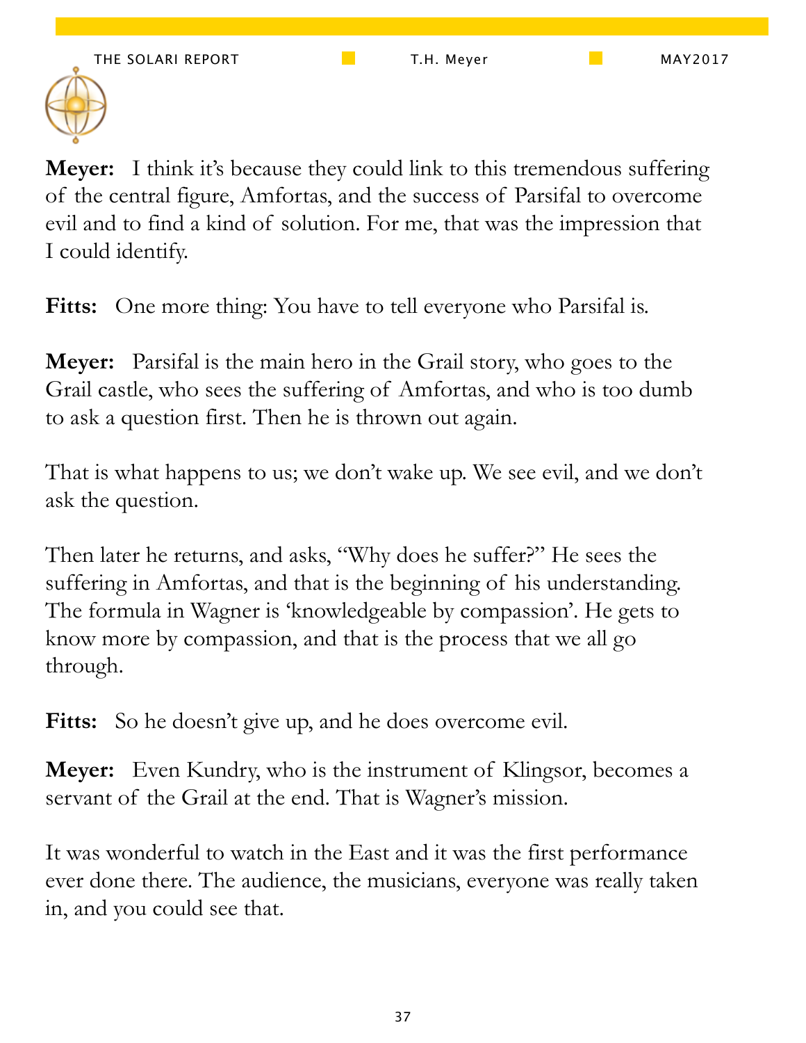**Meyer:** I think it's because they could link to this tremendous suffering of the central figure, Amfortas, and the success of Parsifal to overcome evil and to find a kind of solution. For me, that was the impression that I could identify.

**Fitts:** One more thing: You have to tell everyone who Parsifal is.

**Meyer:** Parsifal is the main hero in the Grail story, who goes to the Grail castle, who sees the suffering of Amfortas, and who is too dumb to ask a question first. Then he is thrown out again.

That is what happens to us; we don't wake up. We see evil, and we don't ask the question.

Then later he returns, and asks, "Why does he suffer?" He sees the suffering in Amfortas, and that is the beginning of his understanding. The formula in Wagner is 'knowledgeable by compassion'. He gets to know more by compassion, and that is the process that we all go through.

**Fitts:** So he doesn't give up, and he does overcome evil.

**Meyer:** Even Kundry, who is the instrument of Klingsor, becomes a servant of the Grail at the end. That is Wagner's mission.

It was wonderful to watch in the East and it was the first performance ever done there. The audience, the musicians, everyone was really taken in, and you could see that.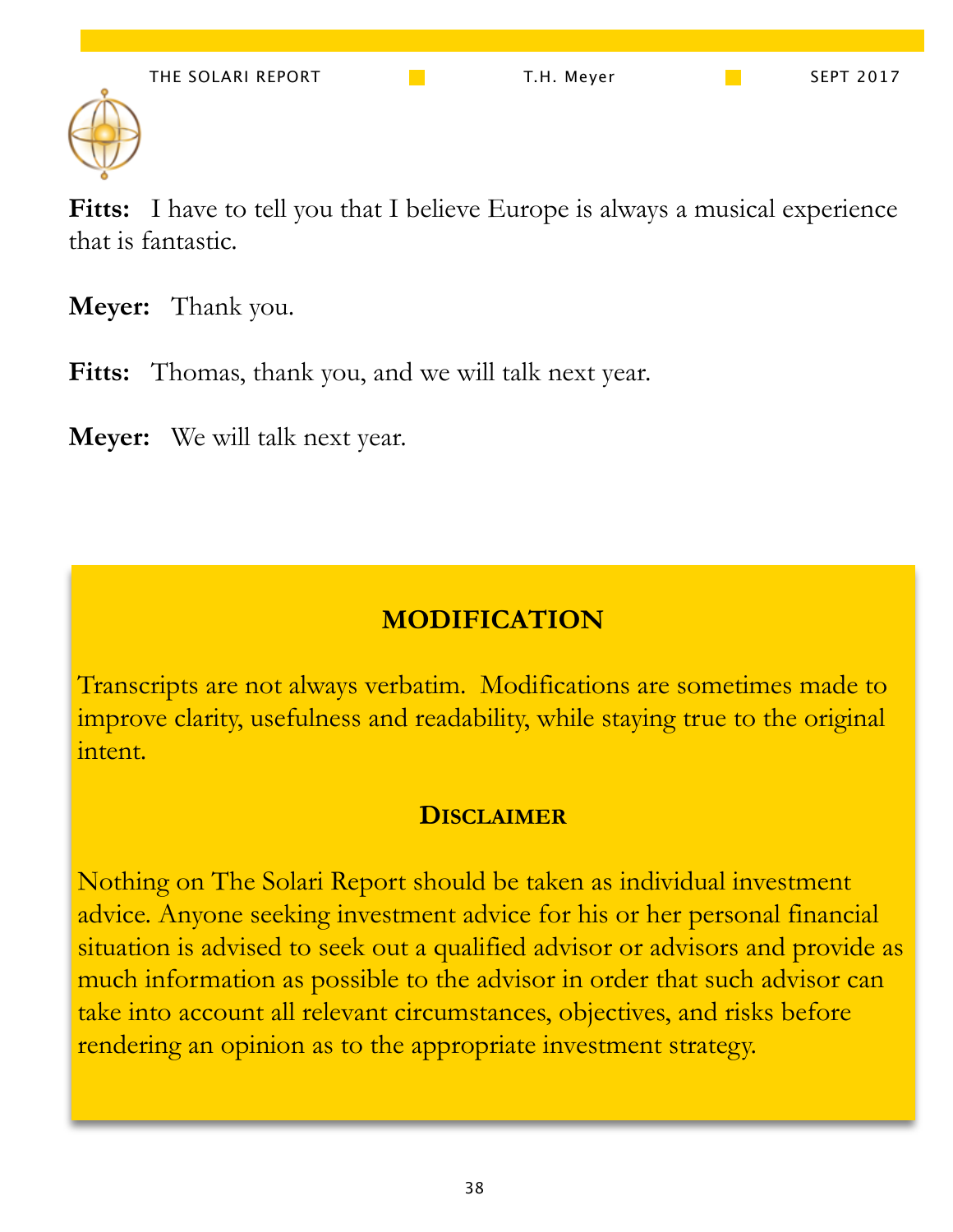**Fitts:** I have to tell you that I believe Europe is always a musical experience that is fantastic.

**Meyer:** Thank you.

**Fitts:** Thomas, thank you, and we will talk next year.

**Meyer:** We will talk next year.

## MODIFICATION

Transcripts are not always verbatim. Modifications are sometimes made to improve clarity, usefulness and readability, while staying true to the original intent.

### DISCLAIMER

Nothing on The Solari Report should be taken as individual investment advice. Anyone seeking investment advice for his or her personal financial situation is advised to seek out a qualified advisor or advisors and provide as much information as possible to the advisor in order that such advisor can take into account all relevant circumstances, objectives, and risks before rendering an opinion as to the appropriate investment strategy.